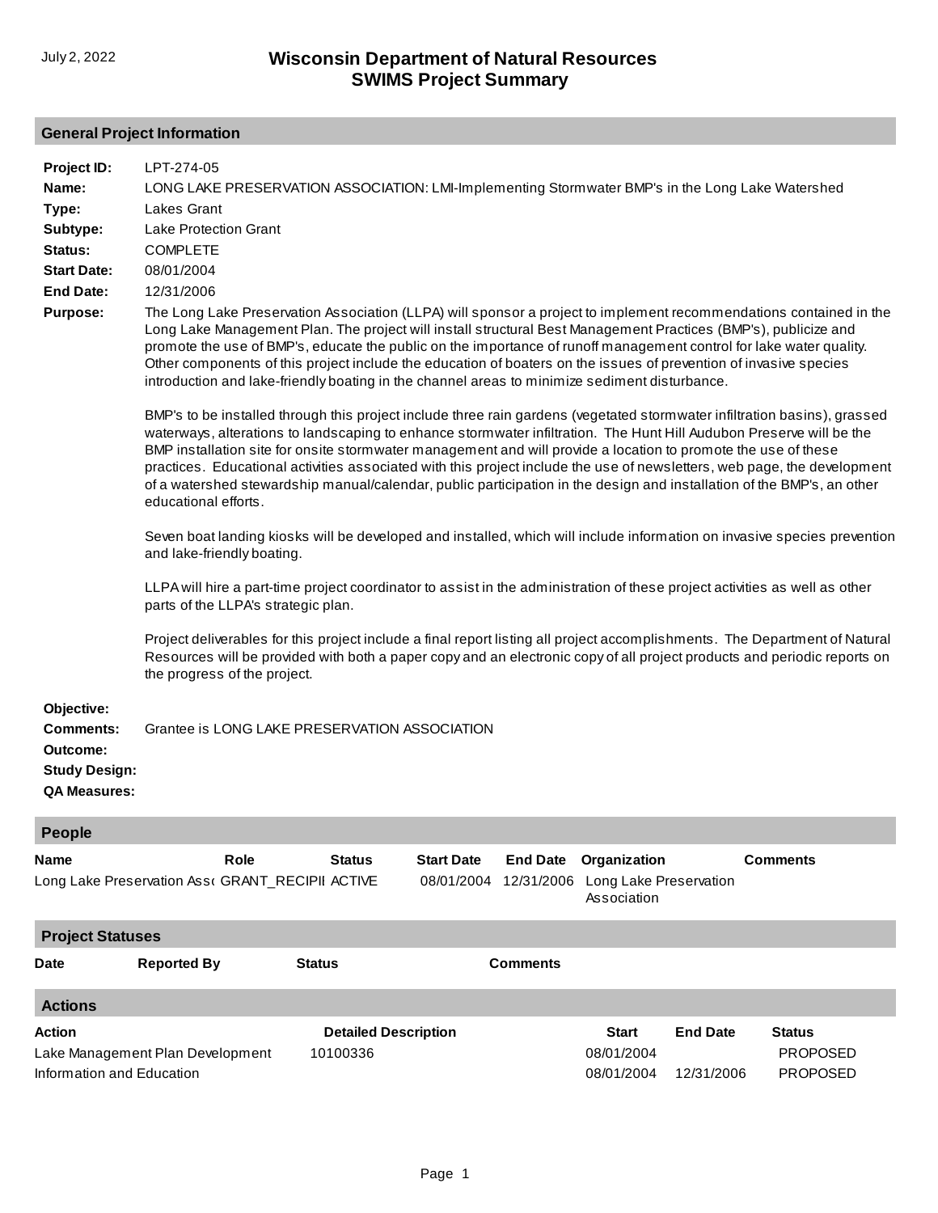# Wisconsin Department of Natural Resources
# SWIMS Project Summary

## General Project Information

**Project ID:** LPT-274-05

**Name:** LONG LAKE PRESERVATION ASSOCIATION: LMI-Implementing Stormwater BMP's in the Long Lake Watershed

**Type:** Lakes Grant

**Subtype:** Lake Protection Grant

**Status:** COMPLETE

**Start Date:** 08/01/2004

**End Date:** 12/31/2006

**Purpose:** The Long Lake Preservation Association (LLPA) will sponsor a project to implement recommendations contained in the Long Lake Management Plan. The project will install structural Best Management Practices (BMP's), publicize and promote the use of BMP's, educate the public on the importance of runoff management control for lake water quality. Other components of this project include the education of boaters on the issues of prevention of invasive species introduction and lake-friendly boating in the channel areas to minimize sediment disturbance.

BMP's to be installed through this project include three rain gardens (vegetated stormwater infiltration basins), grassed waterways, alterations to landscaping to enhance stormwater infiltration. The Hunt Hill Audubon Preserve will be the BMP installation site for onsite stormwater management and will provide a location to promote the use of these practices. Educational activities associated with this project include the use of newsletters, web page, the development of a watershed stewardship manual/calendar, public participation in the design and installation of the BMP's, an other educational efforts.

Seven boat landing kiosks will be developed and installed, which will include information on invasive species prevention and lake-friendly boating.

LLPA will hire a part-time project coordinator to assist in the administration of these project activities as well as other parts of the LLPA's strategic plan.

Project deliverables for this project include a final report listing all project accomplishments. The Department of Natural Resources will be provided with both a paper copy and an electronic copy of all project products and periodic reports on the progress of the project.

**Objective:**

**Comments:** Grantee is LONG LAKE PRESERVATION ASSOCIATION

**Outcome:**

**Study Design:**

**QA Measures:**

## People

| Name | Role | Status | Start Date | End Date | Organization | Comments |
|---|---|---|---|---|---|---|
| Long Lake Preservation Ass( | GRANT_RECIPII | ACTIVE | 08/01/2004 | 12/31/2006 | Long Lake Preservation Association | |

## Project Statuses

| Date | Reported By | Status | Comments |
|---|---|---|---|

## Actions

| Action | Detailed Description | Start | End Date | Status |
|---|---|---|---|---|
| Lake Management Plan Development | 10100336 | 08/01/2004 | | PROPOSED |
| Information and Education | | 08/01/2004 | 12/31/2006 | PROPOSED |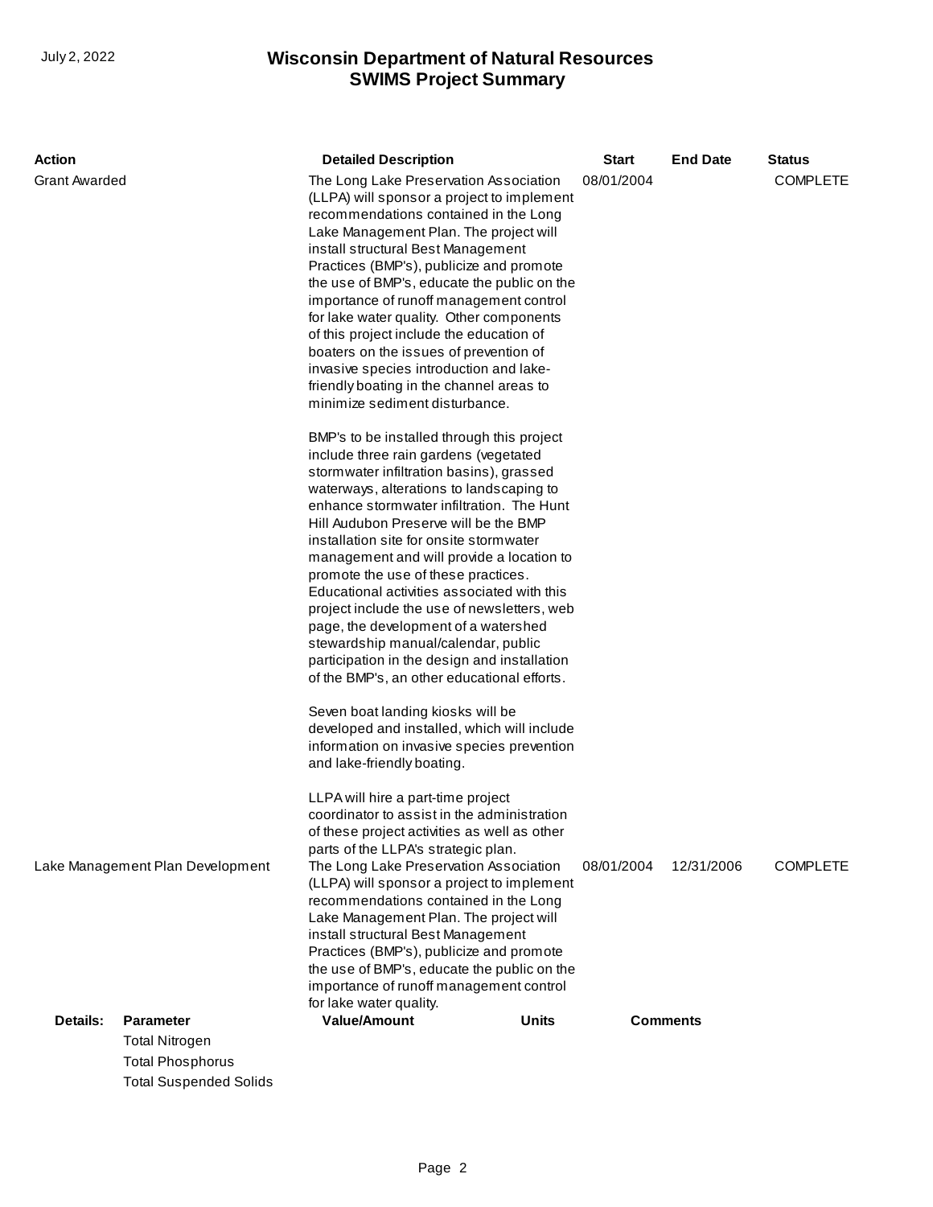| Action | Detailed Description | Start | End Date | Status |
|---|---|---|---|---|
| Grant Awarded | The Long Lake Preservation Association (LLPA) will sponsor a project to implement recommendations contained in the Long Lake Management Plan. The project will install structural Best Management Practices (BMP's), publicize and promote the use of BMP's, educate the public on the importance of runoff management control for lake water quality. Other components of this project include the education of boaters on the issues of prevention of invasive species introduction and lake-friendly boating in the channel areas to minimize sediment disturbance.<br><br>BMP's to be installed through this project include three rain gardens (vegetated stormwater infiltration basins), grassed waterways, alterations to landscaping to enhance stormwater infiltration. The Hunt Hill Audubon Preserve will be the BMP installation site for onsite stormwater management and will provide a location to promote the use of these practices. Educational activities associated with this project include the use of newsletters, web page, the development of a watershed stewardship manual/calendar, public participation in the design and installation of the BMP's, an other educational efforts.<br><br>Seven boat landing kiosks will be developed and installed, which will include information on invasive species prevention and lake-friendly boating.<br><br>LLPA will hire a part-time project coordinator to assist in the administration of these project activities as well as other parts of the LLPA's strategic plan. | 08/01/2004 | | COMPLETE |
| Lake Management Plan Development | The Long Lake Preservation Association (LLPA) will sponsor a project to implement recommendations contained in the Long Lake Management Plan. The project will install structural Best Management Practices (BMP's), publicize and promote the use of BMP's, educate the public on the importance of runoff management control for lake water quality. | 08/01/2004 | 12/31/2006 | COMPLETE |

**Details:**

| Parameter | Value/Amount | Units | Comments |
|---|---|---|---|
| Total Nitrogen | | | |
| Total Phosphorus | | | |
| Total Suspended Solids | | | |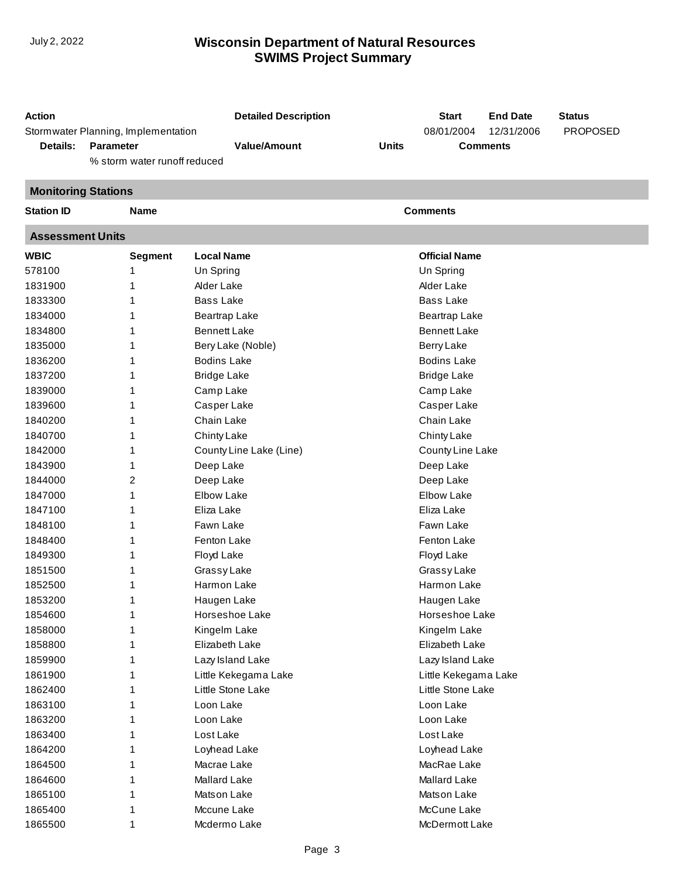| Action | Detailed Description | Start | End Date | Status |
|---|---|---|---|---|
| Stormwater Planning, Implementation | | 08/01/2004 | 12/31/2006 | PROPOSED |

| Details: | Parameter | Value/Amount | Units | Comments |
|---|---|---|---|---|
| | % storm water runoff reduced | | | |

## Monitoring Stations

| Station ID | Name | Comments |
|---|---|---|

## Assessment Units

| WBIC | Segment | Local Name | Official Name |
|---|---|---|---|
| 578100 | 1 | Un Spring | Un Spring |
| 1831900 | 1 | Alder Lake | Alder Lake |
| 1833300 | 1 | Bass Lake | Bass Lake |
| 1834000 | 1 | Beartrap Lake | Beartrap Lake |
| 1834800 | 1 | Bennett Lake | Bennett Lake |
| 1835000 | 1 | Bery Lake (Noble) | Berry Lake |
| 1836200 | 1 | Bodins Lake | Bodins Lake |
| 1837200 | 1 | Bridge Lake | Bridge Lake |
| 1839000 | 1 | Camp Lake | Camp Lake |
| 1839600 | 1 | Casper Lake | Casper Lake |
| 1840200 | 1 | Chain Lake | Chain Lake |
| 1840700 | 1 | Chinty Lake | Chinty Lake |
| 1842000 | 1 | County Line Lake (Line) | County Line Lake |
| 1843900 | 1 | Deep Lake | Deep Lake |
| 1844000 | 2 | Deep Lake | Deep Lake |
| 1847000 | 1 | Elbow Lake | Elbow Lake |
| 1847100 | 1 | Eliza Lake | Eliza Lake |
| 1848100 | 1 | Fawn Lake | Fawn Lake |
| 1848400 | 1 | Fenton Lake | Fenton Lake |
| 1849300 | 1 | Floyd Lake | Floyd Lake |
| 1851500 | 1 | Grassy Lake | Grassy Lake |
| 1852500 | 1 | Harmon Lake | Harmon Lake |
| 1853200 | 1 | Haugen Lake | Haugen Lake |
| 1854600 | 1 | Horseshoe Lake | Horseshoe Lake |
| 1858000 | 1 | Kingelm Lake | Kingelm Lake |
| 1858800 | 1 | Elizabeth Lake | Elizabeth Lake |
| 1859900 | 1 | Lazy Island Lake | Lazy Island Lake |
| 1861900 | 1 | Little Kekegama Lake | Little Kekegama Lake |
| 1862400 | 1 | Little Stone Lake | Little Stone Lake |
| 1863100 | 1 | Loon Lake | Loon Lake |
| 1863200 | 1 | Loon Lake | Loon Lake |
| 1863400 | 1 | Lost Lake | Lost Lake |
| 1864200 | 1 | Loyhead Lake | Loyhead Lake |
| 1864500 | 1 | Macrae Lake | MacRae Lake |
| 1864600 | 1 | Mallard Lake | Mallard Lake |
| 1865100 | 1 | Matson Lake | Matson Lake |
| 1865400 | 1 | Mccune Lake | McCune Lake |
| 1865500 | 1 | Mcdermo Lake | McDermott Lake |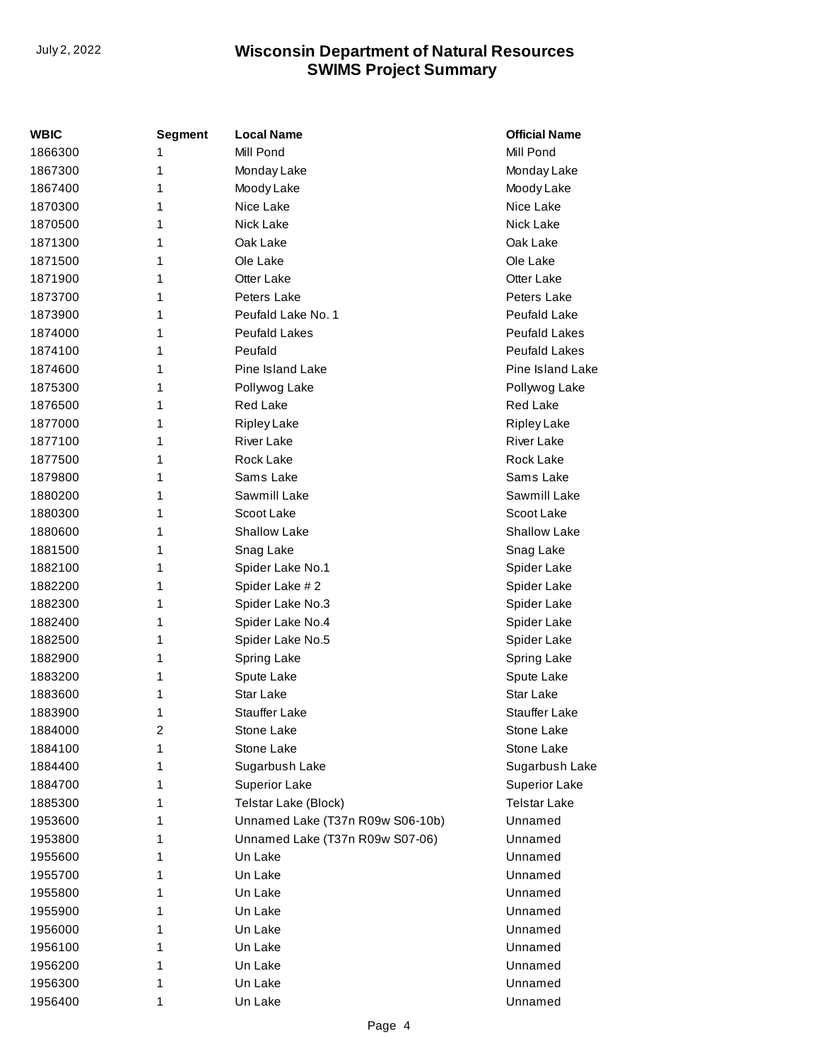| WBIC | Segment | Local Name | Official Name |
|---|---|---|---|
| 1866300 | 1 | Mill Pond | Mill Pond |
| 1867300 | 1 | Monday Lake | Monday Lake |
| 1867400 | 1 | Moody Lake | Moody Lake |
| 1870300 | 1 | Nice Lake | Nice Lake |
| 1870500 | 1 | Nick Lake | Nick Lake |
| 1871300 | 1 | Oak Lake | Oak Lake |
| 1871500 | 1 | Ole Lake | Ole Lake |
| 1871900 | 1 | Otter Lake | Otter Lake |
| 1873700 | 1 | Peters Lake | Peters Lake |
| 1873900 | 1 | Peufald Lake No. 1 | Peufald Lake |
| 1874000 | 1 | Peufald Lakes | Peufald Lakes |
| 1874100 | 1 | Peufald | Peufald Lakes |
| 1874600 | 1 | Pine Island Lake | Pine Island Lake |
| 1875300 | 1 | Pollywog Lake | Pollywog Lake |
| 1876500 | 1 | Red Lake | Red Lake |
| 1877000 | 1 | Ripley Lake | Ripley Lake |
| 1877100 | 1 | River Lake | River Lake |
| 1877500 | 1 | Rock Lake | Rock Lake |
| 1879800 | 1 | Sams Lake | Sams Lake |
| 1880200 | 1 | Sawmill Lake | Sawmill Lake |
| 1880300 | 1 | Scoot Lake | Scoot Lake |
| 1880600 | 1 | Shallow Lake | Shallow Lake |
| 1881500 | 1 | Snag Lake | Snag Lake |
| 1882100 | 1 | Spider Lake No.1 | Spider Lake |
| 1882200 | 1 | Spider Lake # 2 | Spider Lake |
| 1882300 | 1 | Spider Lake No.3 | Spider Lake |
| 1882400 | 1 | Spider Lake No.4 | Spider Lake |
| 1882500 | 1 | Spider Lake No.5 | Spider Lake |
| 1882900 | 1 | Spring Lake | Spring Lake |
| 1883200 | 1 | Spute Lake | Spute Lake |
| 1883600 | 1 | Star Lake | Star Lake |
| 1883900 | 1 | Stauffer Lake | Stauffer Lake |
| 1884000 | 2 | Stone Lake | Stone Lake |
| 1884100 | 1 | Stone Lake | Stone Lake |
| 1884400 | 1 | Sugarbush Lake | Sugarbush Lake |
| 1884700 | 1 | Superior Lake | Superior Lake |
| 1885300 | 1 | Telstar Lake (Block) | Telstar Lake |
| 1953600 | 1 | Unnamed Lake (T37n R09w S06-10b) | Unnamed |
| 1953800 | 1 | Unnamed Lake (T37n R09w S07-06) | Unnamed |
| 1955600 | 1 | Un Lake | Unnamed |
| 1955700 | 1 | Un Lake | Unnamed |
| 1955800 | 1 | Un Lake | Unnamed |
| 1955900 | 1 | Un Lake | Unnamed |
| 1956000 | 1 | Un Lake | Unnamed |
| 1956100 | 1 | Un Lake | Unnamed |
| 1956200 | 1 | Un Lake | Unnamed |
| 1956300 | 1 | Un Lake | Unnamed |
| 1956400 | 1 | Un Lake | Unnamed |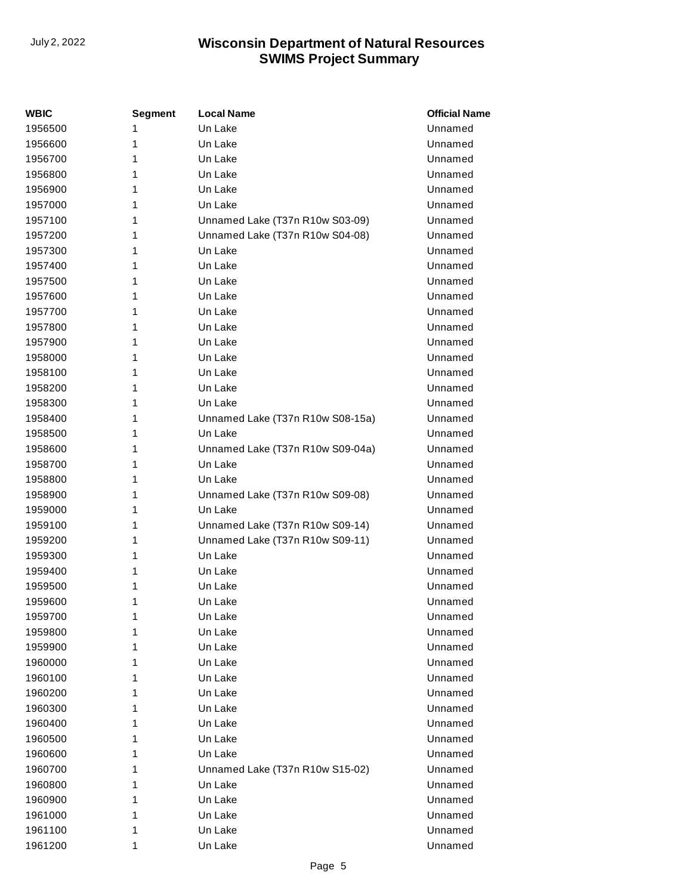| WBIC | Segment | Local Name | Official Name |
|---|---|---|---|
| 1956500 | 1 | Un Lake | Unnamed |
| 1956600 | 1 | Un Lake | Unnamed |
| 1956700 | 1 | Un Lake | Unnamed |
| 1956800 | 1 | Un Lake | Unnamed |
| 1956900 | 1 | Un Lake | Unnamed |
| 1957000 | 1 | Un Lake | Unnamed |
| 1957100 | 1 | Unnamed Lake (T37n R10w S03-09) | Unnamed |
| 1957200 | 1 | Unnamed Lake (T37n R10w S04-08) | Unnamed |
| 1957300 | 1 | Un Lake | Unnamed |
| 1957400 | 1 | Un Lake | Unnamed |
| 1957500 | 1 | Un Lake | Unnamed |
| 1957600 | 1 | Un Lake | Unnamed |
| 1957700 | 1 | Un Lake | Unnamed |
| 1957800 | 1 | Un Lake | Unnamed |
| 1957900 | 1 | Un Lake | Unnamed |
| 1958000 | 1 | Un Lake | Unnamed |
| 1958100 | 1 | Un Lake | Unnamed |
| 1958200 | 1 | Un Lake | Unnamed |
| 1958300 | 1 | Un Lake | Unnamed |
| 1958400 | 1 | Unnamed Lake (T37n R10w S08-15a) | Unnamed |
| 1958500 | 1 | Un Lake | Unnamed |
| 1958600 | 1 | Unnamed Lake (T37n R10w S09-04a) | Unnamed |
| 1958700 | 1 | Un Lake | Unnamed |
| 1958800 | 1 | Un Lake | Unnamed |
| 1958900 | 1 | Unnamed Lake (T37n R10w S09-08) | Unnamed |
| 1959000 | 1 | Un Lake | Unnamed |
| 1959100 | 1 | Unnamed Lake (T37n R10w S09-14) | Unnamed |
| 1959200 | 1 | Unnamed Lake (T37n R10w S09-11) | Unnamed |
| 1959300 | 1 | Un Lake | Unnamed |
| 1959400 | 1 | Un Lake | Unnamed |
| 1959500 | 1 | Un Lake | Unnamed |
| 1959600 | 1 | Un Lake | Unnamed |
| 1959700 | 1 | Un Lake | Unnamed |
| 1959800 | 1 | Un Lake | Unnamed |
| 1959900 | 1 | Un Lake | Unnamed |
| 1960000 | 1 | Un Lake | Unnamed |
| 1960100 | 1 | Un Lake | Unnamed |
| 1960200 | 1 | Un Lake | Unnamed |
| 1960300 | 1 | Un Lake | Unnamed |
| 1960400 | 1 | Un Lake | Unnamed |
| 1960500 | 1 | Un Lake | Unnamed |
| 1960600 | 1 | Un Lake | Unnamed |
| 1960700 | 1 | Unnamed Lake (T37n R10w S15-02) | Unnamed |
| 1960800 | 1 | Un Lake | Unnamed |
| 1960900 | 1 | Un Lake | Unnamed |
| 1961000 | 1 | Un Lake | Unnamed |
| 1961100 | 1 | Un Lake | Unnamed |
| 1961200 | 1 | Un Lake | Unnamed |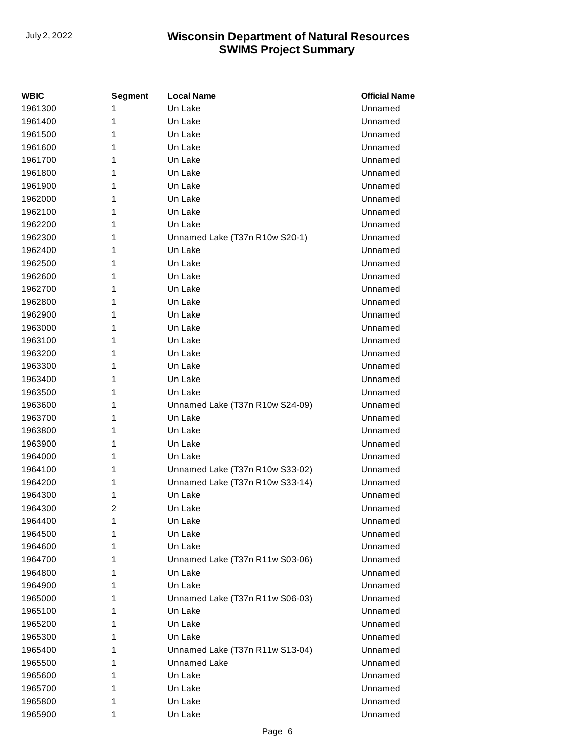| WBIC | Segment | Local Name | Official Name |
|---|---|---|---|
| 1961300 | 1 | Un Lake | Unnamed |
| 1961400 | 1 | Un Lake | Unnamed |
| 1961500 | 1 | Un Lake | Unnamed |
| 1961600 | 1 | Un Lake | Unnamed |
| 1961700 | 1 | Un Lake | Unnamed |
| 1961800 | 1 | Un Lake | Unnamed |
| 1961900 | 1 | Un Lake | Unnamed |
| 1962000 | 1 | Un Lake | Unnamed |
| 1962100 | 1 | Un Lake | Unnamed |
| 1962200 | 1 | Un Lake | Unnamed |
| 1962300 | 1 | Unnamed Lake (T37n R10w S20-1) | Unnamed |
| 1962400 | 1 | Un Lake | Unnamed |
| 1962500 | 1 | Un Lake | Unnamed |
| 1962600 | 1 | Un Lake | Unnamed |
| 1962700 | 1 | Un Lake | Unnamed |
| 1962800 | 1 | Un Lake | Unnamed |
| 1962900 | 1 | Un Lake | Unnamed |
| 1963000 | 1 | Un Lake | Unnamed |
| 1963100 | 1 | Un Lake | Unnamed |
| 1963200 | 1 | Un Lake | Unnamed |
| 1963300 | 1 | Un Lake | Unnamed |
| 1963400 | 1 | Un Lake | Unnamed |
| 1963500 | 1 | Un Lake | Unnamed |
| 1963600 | 1 | Unnamed Lake (T37n R10w S24-09) | Unnamed |
| 1963700 | 1 | Un Lake | Unnamed |
| 1963800 | 1 | Un Lake | Unnamed |
| 1963900 | 1 | Un Lake | Unnamed |
| 1964000 | 1 | Un Lake | Unnamed |
| 1964100 | 1 | Unnamed Lake (T37n R10w S33-02) | Unnamed |
| 1964200 | 1 | Unnamed Lake (T37n R10w S33-14) | Unnamed |
| 1964300 | 1 | Un Lake | Unnamed |
| 1964300 | 2 | Un Lake | Unnamed |
| 1964400 | 1 | Un Lake | Unnamed |
| 1964500 | 1 | Un Lake | Unnamed |
| 1964600 | 1 | Un Lake | Unnamed |
| 1964700 | 1 | Unnamed Lake (T37n R11w S03-06) | Unnamed |
| 1964800 | 1 | Un Lake | Unnamed |
| 1964900 | 1 | Un Lake | Unnamed |
| 1965000 | 1 | Unnamed Lake (T37n R11w S06-03) | Unnamed |
| 1965100 | 1 | Un Lake | Unnamed |
| 1965200 | 1 | Un Lake | Unnamed |
| 1965300 | 1 | Un Lake | Unnamed |
| 1965400 | 1 | Unnamed Lake (T37n R11w S13-04) | Unnamed |
| 1965500 | 1 | Unnamed Lake | Unnamed |
| 1965600 | 1 | Un Lake | Unnamed |
| 1965700 | 1 | Un Lake | Unnamed |
| 1965800 | 1 | Un Lake | Unnamed |
| 1965900 | 1 | Un Lake | Unnamed |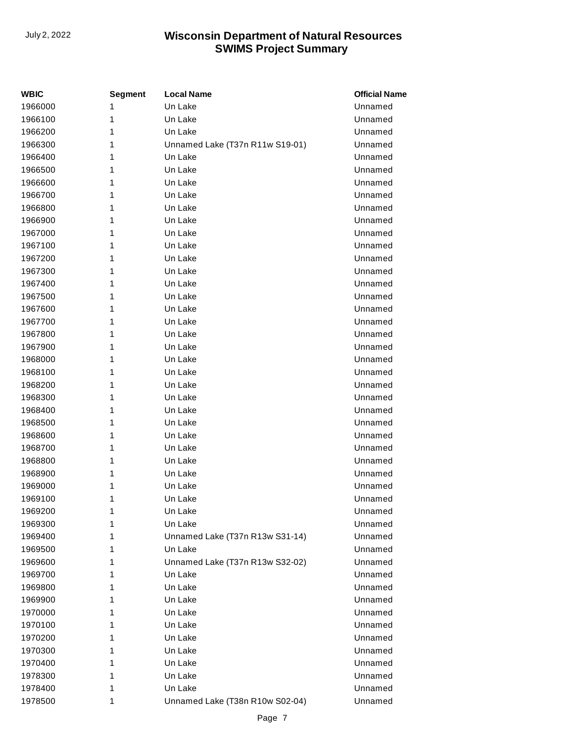| WBIC | Segment | Local Name | Official Name |
|---|---|---|---|
| 1966000 | 1 | Un Lake | Unnamed |
| 1966100 | 1 | Un Lake | Unnamed |
| 1966200 | 1 | Un Lake | Unnamed |
| 1966300 | 1 | Unnamed Lake (T37n R11w S19-01) | Unnamed |
| 1966400 | 1 | Un Lake | Unnamed |
| 1966500 | 1 | Un Lake | Unnamed |
| 1966600 | 1 | Un Lake | Unnamed |
| 1966700 | 1 | Un Lake | Unnamed |
| 1966800 | 1 | Un Lake | Unnamed |
| 1966900 | 1 | Un Lake | Unnamed |
| 1967000 | 1 | Un Lake | Unnamed |
| 1967100 | 1 | Un Lake | Unnamed |
| 1967200 | 1 | Un Lake | Unnamed |
| 1967300 | 1 | Un Lake | Unnamed |
| 1967400 | 1 | Un Lake | Unnamed |
| 1967500 | 1 | Un Lake | Unnamed |
| 1967600 | 1 | Un Lake | Unnamed |
| 1967700 | 1 | Un Lake | Unnamed |
| 1967800 | 1 | Un Lake | Unnamed |
| 1967900 | 1 | Un Lake | Unnamed |
| 1968000 | 1 | Un Lake | Unnamed |
| 1968100 | 1 | Un Lake | Unnamed |
| 1968200 | 1 | Un Lake | Unnamed |
| 1968300 | 1 | Un Lake | Unnamed |
| 1968400 | 1 | Un Lake | Unnamed |
| 1968500 | 1 | Un Lake | Unnamed |
| 1968600 | 1 | Un Lake | Unnamed |
| 1968700 | 1 | Un Lake | Unnamed |
| 1968800 | 1 | Un Lake | Unnamed |
| 1968900 | 1 | Un Lake | Unnamed |
| 1969000 | 1 | Un Lake | Unnamed |
| 1969100 | 1 | Un Lake | Unnamed |
| 1969200 | 1 | Un Lake | Unnamed |
| 1969300 | 1 | Un Lake | Unnamed |
| 1969400 | 1 | Unnamed Lake (T37n R13w S31-14) | Unnamed |
| 1969500 | 1 | Un Lake | Unnamed |
| 1969600 | 1 | Unnamed Lake (T37n R13w S32-02) | Unnamed |
| 1969700 | 1 | Un Lake | Unnamed |
| 1969800 | 1 | Un Lake | Unnamed |
| 1969900 | 1 | Un Lake | Unnamed |
| 1970000 | 1 | Un Lake | Unnamed |
| 1970100 | 1 | Un Lake | Unnamed |
| 1970200 | 1 | Un Lake | Unnamed |
| 1970300 | 1 | Un Lake | Unnamed |
| 1970400 | 1 | Un Lake | Unnamed |
| 1978300 | 1 | Un Lake | Unnamed |
| 1978400 | 1 | Un Lake | Unnamed |
| 1978500 | 1 | Unnamed Lake (T38n R10w S02-04) | Unnamed |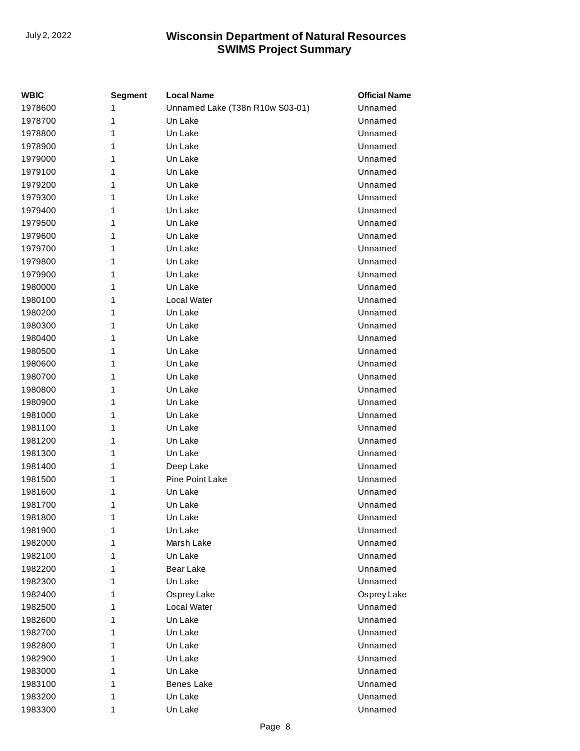| WBIC | Segment | Local Name | Official Name |
|---|---|---|---|
| 1978600 | 1 | Unnamed Lake (T38n R10w S03-01) | Unnamed |
| 1978700 | 1 | Un Lake | Unnamed |
| 1978800 | 1 | Un Lake | Unnamed |
| 1978900 | 1 | Un Lake | Unnamed |
| 1979000 | 1 | Un Lake | Unnamed |
| 1979100 | 1 | Un Lake | Unnamed |
| 1979200 | 1 | Un Lake | Unnamed |
| 1979300 | 1 | Un Lake | Unnamed |
| 1979400 | 1 | Un Lake | Unnamed |
| 1979500 | 1 | Un Lake | Unnamed |
| 1979600 | 1 | Un Lake | Unnamed |
| 1979700 | 1 | Un Lake | Unnamed |
| 1979800 | 1 | Un Lake | Unnamed |
| 1979900 | 1 | Un Lake | Unnamed |
| 1980000 | 1 | Un Lake | Unnamed |
| 1980100 | 1 | Local Water | Unnamed |
| 1980200 | 1 | Un Lake | Unnamed |
| 1980300 | 1 | Un Lake | Unnamed |
| 1980400 | 1 | Un Lake | Unnamed |
| 1980500 | 1 | Un Lake | Unnamed |
| 1980600 | 1 | Un Lake | Unnamed |
| 1980700 | 1 | Un Lake | Unnamed |
| 1980800 | 1 | Un Lake | Unnamed |
| 1980900 | 1 | Un Lake | Unnamed |
| 1981000 | 1 | Un Lake | Unnamed |
| 1981100 | 1 | Un Lake | Unnamed |
| 1981200 | 1 | Un Lake | Unnamed |
| 1981300 | 1 | Un Lake | Unnamed |
| 1981400 | 1 | Deep Lake | Unnamed |
| 1981500 | 1 | Pine Point Lake | Unnamed |
| 1981600 | 1 | Un Lake | Unnamed |
| 1981700 | 1 | Un Lake | Unnamed |
| 1981800 | 1 | Un Lake | Unnamed |
| 1981900 | 1 | Un Lake | Unnamed |
| 1982000 | 1 | Marsh Lake | Unnamed |
| 1982100 | 1 | Un Lake | Unnamed |
| 1982200 | 1 | Bear Lake | Unnamed |
| 1982300 | 1 | Un Lake | Unnamed |
| 1982400 | 1 | Osprey Lake | Osprey Lake |
| 1982500 | 1 | Local Water | Unnamed |
| 1982600 | 1 | Un Lake | Unnamed |
| 1982700 | 1 | Un Lake | Unnamed |
| 1982800 | 1 | Un Lake | Unnamed |
| 1982900 | 1 | Un Lake | Unnamed |
| 1983000 | 1 | Un Lake | Unnamed |
| 1983100 | 1 | Benes Lake | Unnamed |
| 1983200 | 1 | Un Lake | Unnamed |
| 1983300 | 1 | Un Lake | Unnamed |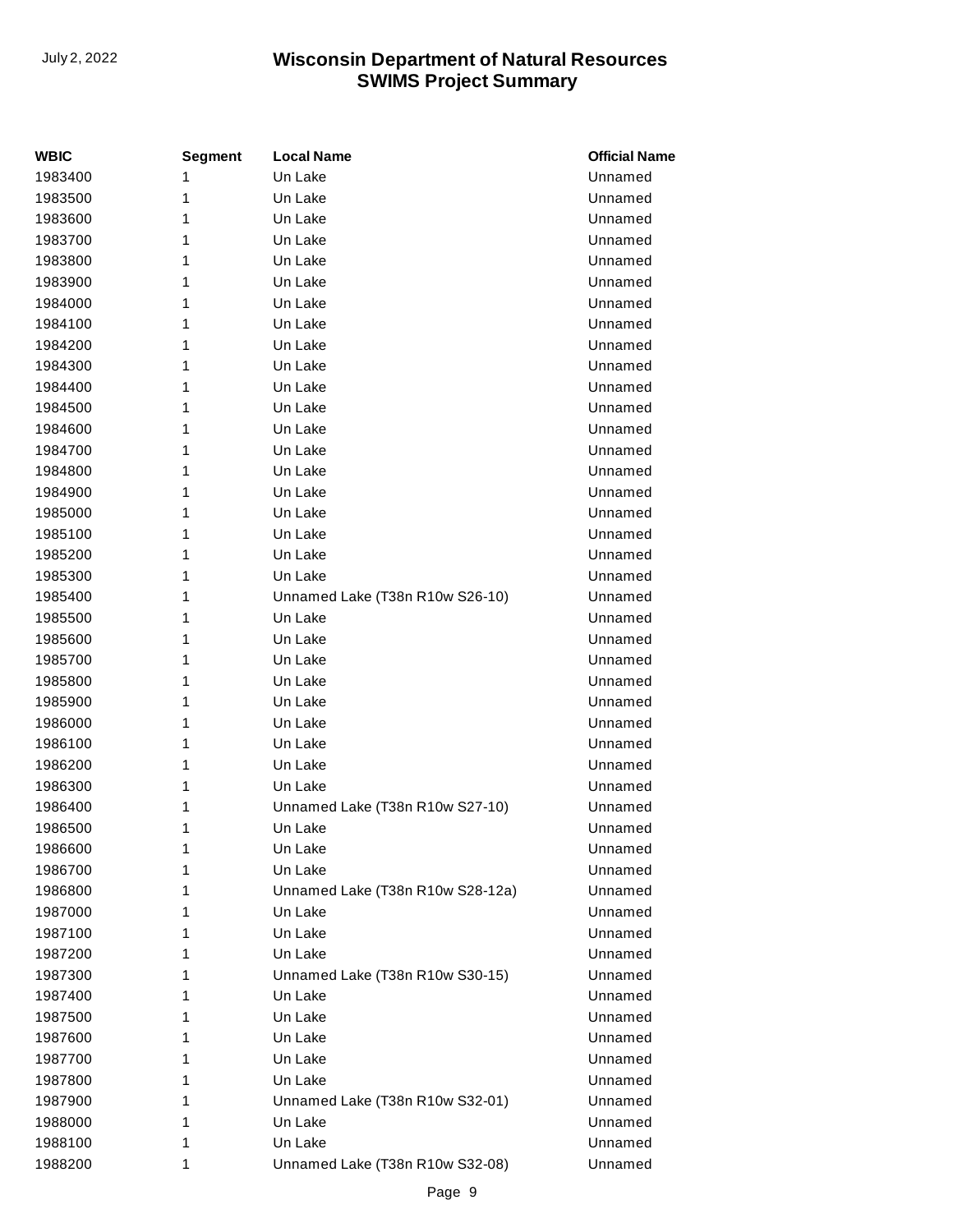| WBIC | Segment | Local Name | Official Name |
|---|---|---|---|
| 1983400 | 1 | Un Lake | Unnamed |
| 1983500 | 1 | Un Lake | Unnamed |
| 1983600 | 1 | Un Lake | Unnamed |
| 1983700 | 1 | Un Lake | Unnamed |
| 1983800 | 1 | Un Lake | Unnamed |
| 1983900 | 1 | Un Lake | Unnamed |
| 1984000 | 1 | Un Lake | Unnamed |
| 1984100 | 1 | Un Lake | Unnamed |
| 1984200 | 1 | Un Lake | Unnamed |
| 1984300 | 1 | Un Lake | Unnamed |
| 1984400 | 1 | Un Lake | Unnamed |
| 1984500 | 1 | Un Lake | Unnamed |
| 1984600 | 1 | Un Lake | Unnamed |
| 1984700 | 1 | Un Lake | Unnamed |
| 1984800 | 1 | Un Lake | Unnamed |
| 1984900 | 1 | Un Lake | Unnamed |
| 1985000 | 1 | Un Lake | Unnamed |
| 1985100 | 1 | Un Lake | Unnamed |
| 1985200 | 1 | Un Lake | Unnamed |
| 1985300 | 1 | Un Lake | Unnamed |
| 1985400 | 1 | Unnamed Lake (T38n R10w S26-10) | Unnamed |
| 1985500 | 1 | Un Lake | Unnamed |
| 1985600 | 1 | Un Lake | Unnamed |
| 1985700 | 1 | Un Lake | Unnamed |
| 1985800 | 1 | Un Lake | Unnamed |
| 1985900 | 1 | Un Lake | Unnamed |
| 1986000 | 1 | Un Lake | Unnamed |
| 1986100 | 1 | Un Lake | Unnamed |
| 1986200 | 1 | Un Lake | Unnamed |
| 1986300 | 1 | Un Lake | Unnamed |
| 1986400 | 1 | Unnamed Lake (T38n R10w S27-10) | Unnamed |
| 1986500 | 1 | Un Lake | Unnamed |
| 1986600 | 1 | Un Lake | Unnamed |
| 1986700 | 1 | Un Lake | Unnamed |
| 1986800 | 1 | Unnamed Lake (T38n R10w S28-12a) | Unnamed |
| 1987000 | 1 | Un Lake | Unnamed |
| 1987100 | 1 | Un Lake | Unnamed |
| 1987200 | 1 | Un Lake | Unnamed |
| 1987300 | 1 | Unnamed Lake (T38n R10w S30-15) | Unnamed |
| 1987400 | 1 | Un Lake | Unnamed |
| 1987500 | 1 | Un Lake | Unnamed |
| 1987600 | 1 | Un Lake | Unnamed |
| 1987700 | 1 | Un Lake | Unnamed |
| 1987800 | 1 | Un Lake | Unnamed |
| 1987900 | 1 | Unnamed Lake (T38n R10w S32-01) | Unnamed |
| 1988000 | 1 | Un Lake | Unnamed |
| 1988100 | 1 | Un Lake | Unnamed |
| 1988200 | 1 | Unnamed Lake (T38n R10w S32-08) | Unnamed |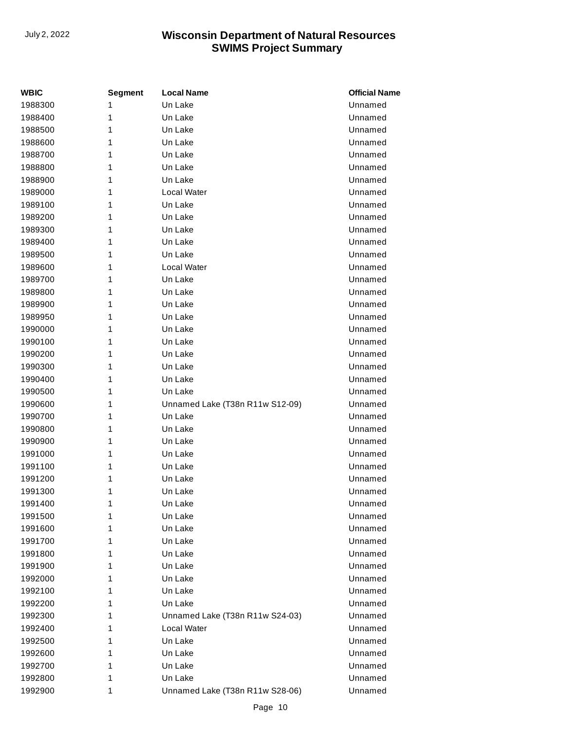| WBIC | Segment | Local Name | Official Name |
| --- | --- | --- | --- |
| 1988300 | 1 | Un Lake | Unnamed |
| 1988400 | 1 | Un Lake | Unnamed |
| 1988500 | 1 | Un Lake | Unnamed |
| 1988600 | 1 | Un Lake | Unnamed |
| 1988700 | 1 | Un Lake | Unnamed |
| 1988800 | 1 | Un Lake | Unnamed |
| 1988900 | 1 | Un Lake | Unnamed |
| 1989000 | 1 | Local Water | Unnamed |
| 1989100 | 1 | Un Lake | Unnamed |
| 1989200 | 1 | Un Lake | Unnamed |
| 1989300 | 1 | Un Lake | Unnamed |
| 1989400 | 1 | Un Lake | Unnamed |
| 1989500 | 1 | Un Lake | Unnamed |
| 1989600 | 1 | Local Water | Unnamed |
| 1989700 | 1 | Un Lake | Unnamed |
| 1989800 | 1 | Un Lake | Unnamed |
| 1989900 | 1 | Un Lake | Unnamed |
| 1989950 | 1 | Un Lake | Unnamed |
| 1990000 | 1 | Un Lake | Unnamed |
| 1990100 | 1 | Un Lake | Unnamed |
| 1990200 | 1 | Un Lake | Unnamed |
| 1990300 | 1 | Un Lake | Unnamed |
| 1990400 | 1 | Un Lake | Unnamed |
| 1990500 | 1 | Un Lake | Unnamed |
| 1990600 | 1 | Unnamed Lake (T38n R11w S12-09) | Unnamed |
| 1990700 | 1 | Un Lake | Unnamed |
| 1990800 | 1 | Un Lake | Unnamed |
| 1990900 | 1 | Un Lake | Unnamed |
| 1991000 | 1 | Un Lake | Unnamed |
| 1991100 | 1 | Un Lake | Unnamed |
| 1991200 | 1 | Un Lake | Unnamed |
| 1991300 | 1 | Un Lake | Unnamed |
| 1991400 | 1 | Un Lake | Unnamed |
| 1991500 | 1 | Un Lake | Unnamed |
| 1991600 | 1 | Un Lake | Unnamed |
| 1991700 | 1 | Un Lake | Unnamed |
| 1991800 | 1 | Un Lake | Unnamed |
| 1991900 | 1 | Un Lake | Unnamed |
| 1992000 | 1 | Un Lake | Unnamed |
| 1992100 | 1 | Un Lake | Unnamed |
| 1992200 | 1 | Un Lake | Unnamed |
| 1992300 | 1 | Unnamed Lake (T38n R11w S24-03) | Unnamed |
| 1992400 | 1 | Local Water | Unnamed |
| 1992500 | 1 | Un Lake | Unnamed |
| 1992600 | 1 | Un Lake | Unnamed |
| 1992700 | 1 | Un Lake | Unnamed |
| 1992800 | 1 | Un Lake | Unnamed |
| 1992900 | 1 | Unnamed Lake (T38n R11w S28-06) | Unnamed |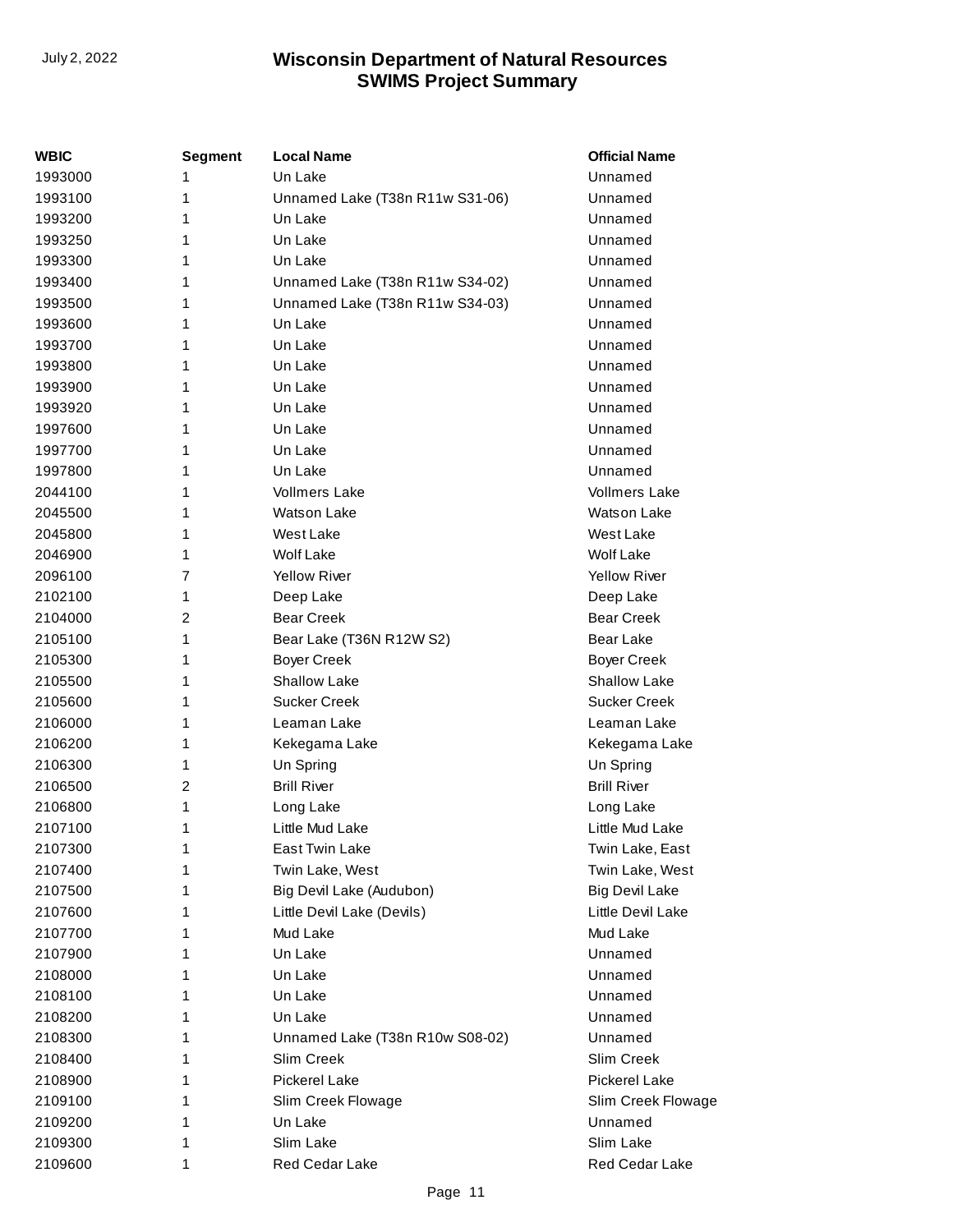| WBIC | Segment | Local Name | Official Name |
|---|---|---|---|
| 1993000 | 1 | Un Lake | Unnamed |
| 1993100 | 1 | Unnamed Lake (T38n R11w S31-06) | Unnamed |
| 1993200 | 1 | Un Lake | Unnamed |
| 1993250 | 1 | Un Lake | Unnamed |
| 1993300 | 1 | Un Lake | Unnamed |
| 1993400 | 1 | Unnamed Lake (T38n R11w S34-02) | Unnamed |
| 1993500 | 1 | Unnamed Lake (T38n R11w S34-03) | Unnamed |
| 1993600 | 1 | Un Lake | Unnamed |
| 1993700 | 1 | Un Lake | Unnamed |
| 1993800 | 1 | Un Lake | Unnamed |
| 1993900 | 1 | Un Lake | Unnamed |
| 1993920 | 1 | Un Lake | Unnamed |
| 1997600 | 1 | Un Lake | Unnamed |
| 1997700 | 1 | Un Lake | Unnamed |
| 1997800 | 1 | Un Lake | Unnamed |
| 2044100 | 1 | Vollmers Lake | Vollmers Lake |
| 2045500 | 1 | Watson Lake | Watson Lake |
| 2045800 | 1 | West Lake | West Lake |
| 2046900 | 1 | Wolf Lake | Wolf Lake |
| 2096100 | 7 | Yellow River | Yellow River |
| 2102100 | 1 | Deep Lake | Deep Lake |
| 2104000 | 2 | Bear Creek | Bear Creek |
| 2105100 | 1 | Bear Lake (T36N R12W S2) | Bear Lake |
| 2105300 | 1 | Boyer Creek | Boyer Creek |
| 2105500 | 1 | Shallow Lake | Shallow Lake |
| 2105600 | 1 | Sucker Creek | Sucker Creek |
| 2106000 | 1 | Leaman Lake | Leaman Lake |
| 2106200 | 1 | Kekegama Lake | Kekegama Lake |
| 2106300 | 1 | Un Spring | Un Spring |
| 2106500 | 2 | Brill River | Brill River |
| 2106800 | 1 | Long Lake | Long Lake |
| 2107100 | 1 | Little Mud Lake | Little Mud Lake |
| 2107300 | 1 | East Twin Lake | Twin Lake, East |
| 2107400 | 1 | Twin Lake, West | Twin Lake, West |
| 2107500 | 1 | Big Devil Lake (Audubon) | Big Devil Lake |
| 2107600 | 1 | Little Devil Lake (Devils) | Little Devil Lake |
| 2107700 | 1 | Mud Lake | Mud Lake |
| 2107900 | 1 | Un Lake | Unnamed |
| 2108000 | 1 | Un Lake | Unnamed |
| 2108100 | 1 | Un Lake | Unnamed |
| 2108200 | 1 | Un Lake | Unnamed |
| 2108300 | 1 | Unnamed Lake (T38n R10w S08-02) | Unnamed |
| 2108400 | 1 | Slim Creek | Slim Creek |
| 2108900 | 1 | Pickerel Lake | Pickerel Lake |
| 2109100 | 1 | Slim Creek Flowage | Slim Creek Flowage |
| 2109200 | 1 | Un Lake | Unnamed |
| 2109300 | 1 | Slim Lake | Slim Lake |
| 2109600 | 1 | Red Cedar Lake | Red Cedar Lake |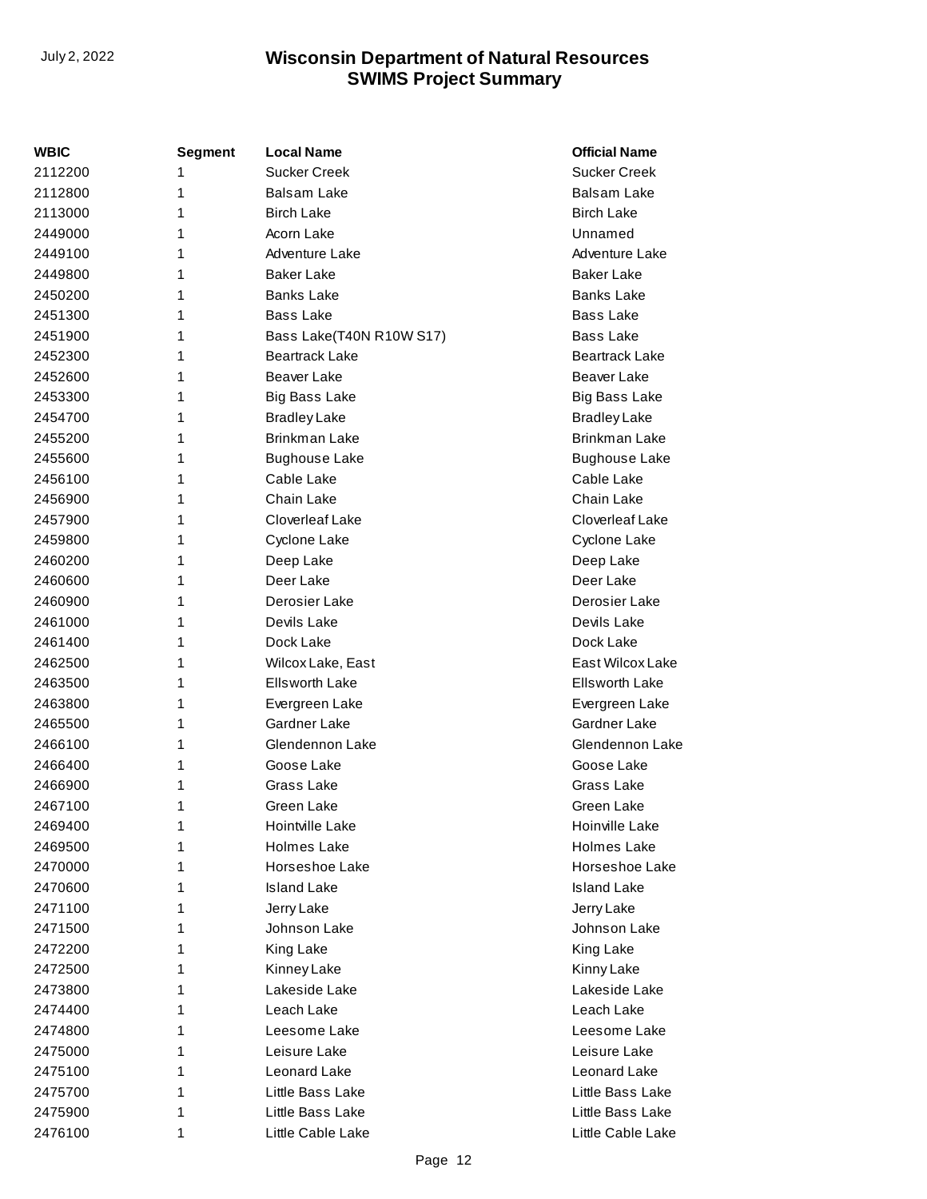| WBIC | Segment | Local Name | Official Name |
|---|---|---|---|
| 2112200 | 1 | Sucker Creek | Sucker Creek |
| 2112800 | 1 | Balsam Lake | Balsam Lake |
| 2113000 | 1 | Birch Lake | Birch Lake |
| 2449000 | 1 | Acorn Lake | Unnamed |
| 2449100 | 1 | Adventure Lake | Adventure Lake |
| 2449800 | 1 | Baker Lake | Baker Lake |
| 2450200 | 1 | Banks Lake | Banks Lake |
| 2451300 | 1 | Bass Lake | Bass Lake |
| 2451900 | 1 | Bass Lake(T40N R10W S17) | Bass Lake |
| 2452300 | 1 | Beartrack Lake | Beartrack Lake |
| 2452600 | 1 | Beaver Lake | Beaver Lake |
| 2453300 | 1 | Big Bass Lake | Big Bass Lake |
| 2454700 | 1 | Bradley Lake | Bradley Lake |
| 2455200 | 1 | Brinkman Lake | Brinkman Lake |
| 2455600 | 1 | Bughouse Lake | Bughouse Lake |
| 2456100 | 1 | Cable Lake | Cable Lake |
| 2456900 | 1 | Chain Lake | Chain Lake |
| 2457900 | 1 | Cloverleaf Lake | Cloverleaf Lake |
| 2459800 | 1 | Cyclone Lake | Cyclone Lake |
| 2460200 | 1 | Deep Lake | Deep Lake |
| 2460600 | 1 | Deer Lake | Deer Lake |
| 2460900 | 1 | Derosier Lake | Derosier Lake |
| 2461000 | 1 | Devils Lake | Devils Lake |
| 2461400 | 1 | Dock Lake | Dock Lake |
| 2462500 | 1 | Wilcox Lake, East | East Wilcox Lake |
| 2463500 | 1 | Ellsworth Lake | Ellsworth Lake |
| 2463800 | 1 | Evergreen Lake | Evergreen Lake |
| 2465500 | 1 | Gardner Lake | Gardner Lake |
| 2466100 | 1 | Glendennon Lake | Glendennon Lake |
| 2466400 | 1 | Goose Lake | Goose Lake |
| 2466900 | 1 | Grass Lake | Grass Lake |
| 2467100 | 1 | Green Lake | Green Lake |
| 2469400 | 1 | Hointville Lake | Hoinville Lake |
| 2469500 | 1 | Holmes Lake | Holmes Lake |
| 2470000 | 1 | Horseshoe Lake | Horseshoe Lake |
| 2470600 | 1 | Island Lake | Island Lake |
| 2471100 | 1 | Jerry Lake | Jerry Lake |
| 2471500 | 1 | Johnson Lake | Johnson Lake |
| 2472200 | 1 | King Lake | King Lake |
| 2472500 | 1 | Kinney Lake | Kinny Lake |
| 2473800 | 1 | Lakeside Lake | Lakeside Lake |
| 2474400 | 1 | Leach Lake | Leach Lake |
| 2474800 | 1 | Leesome Lake | Leesome Lake |
| 2475000 | 1 | Leisure Lake | Leisure Lake |
| 2475100 | 1 | Leonard Lake | Leonard Lake |
| 2475700 | 1 | Little Bass Lake | Little Bass Lake |
| 2475900 | 1 | Little Bass Lake | Little Bass Lake |
| 2476100 | 1 | Little Cable Lake | Little Cable Lake |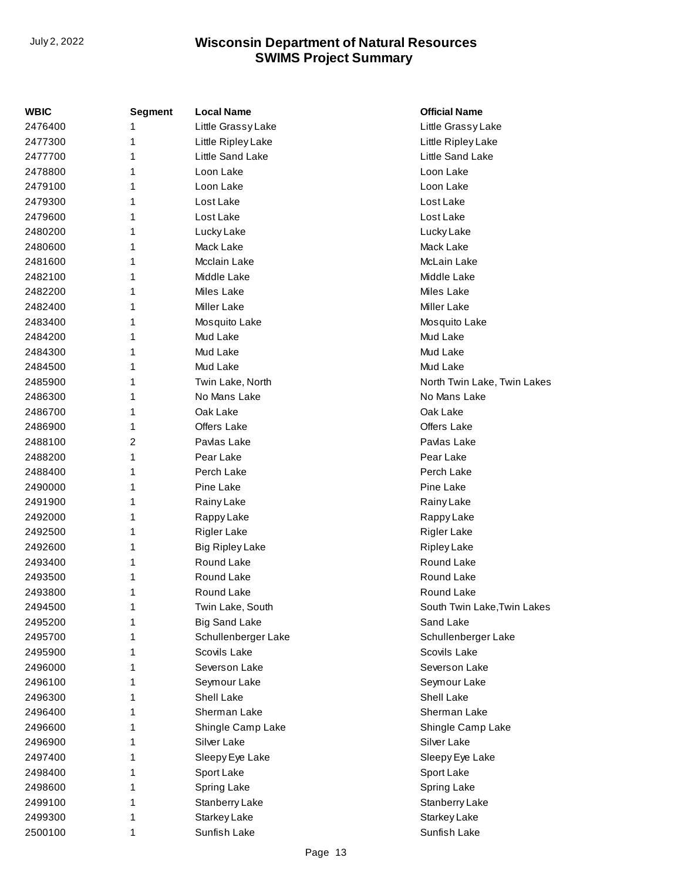| WBIC | Segment | Local Name | Official Name |
|---|---|---|---|
| 2476400 | 1 | Little Grassy Lake | Little Grassy Lake |
| 2477300 | 1 | Little Ripley Lake | Little Ripley Lake |
| 2477700 | 1 | Little Sand Lake | Little Sand Lake |
| 2478800 | 1 | Loon Lake | Loon Lake |
| 2479100 | 1 | Loon Lake | Loon Lake |
| 2479300 | 1 | Lost Lake | Lost Lake |
| 2479600 | 1 | Lost Lake | Lost Lake |
| 2480200 | 1 | Lucky Lake | Lucky Lake |
| 2480600 | 1 | Mack Lake | Mack Lake |
| 2481600 | 1 | Mcclain Lake | McLain Lake |
| 2482100 | 1 | Middle Lake | Middle Lake |
| 2482200 | 1 | Miles Lake | Miles Lake |
| 2482400 | 1 | Miller Lake | Miller Lake |
| 2483400 | 1 | Mosquito Lake | Mosquito Lake |
| 2484200 | 1 | Mud Lake | Mud Lake |
| 2484300 | 1 | Mud Lake | Mud Lake |
| 2484500 | 1 | Mud Lake | Mud Lake |
| 2485900 | 1 | Twin Lake, North | North Twin Lake, Twin Lakes |
| 2486300 | 1 | No Mans Lake | No Mans Lake |
| 2486700 | 1 | Oak Lake | Oak Lake |
| 2486900 | 1 | Offers Lake | Offers Lake |
| 2488100 | 2 | Pavlas Lake | Pavlas Lake |
| 2488200 | 1 | Pear Lake | Pear Lake |
| 2488400 | 1 | Perch Lake | Perch Lake |
| 2490000 | 1 | Pine Lake | Pine Lake |
| 2491900 | 1 | Rainy Lake | Rainy Lake |
| 2492000 | 1 | Rappy Lake | Rappy Lake |
| 2492500 | 1 | Rigler Lake | Rigler Lake |
| 2492600 | 1 | Big Ripley Lake | Ripley Lake |
| 2493400 | 1 | Round Lake | Round Lake |
| 2493500 | 1 | Round Lake | Round Lake |
| 2493800 | 1 | Round Lake | Round Lake |
| 2494500 | 1 | Twin Lake, South | South Twin Lake,Twin Lakes |
| 2495200 | 1 | Big Sand Lake | Sand Lake |
| 2495700 | 1 | Schullenberger Lake | Schullenberger Lake |
| 2495900 | 1 | Scovils Lake | Scovils Lake |
| 2496000 | 1 | Severson Lake | Severson Lake |
| 2496100 | 1 | Seymour Lake | Seymour Lake |
| 2496300 | 1 | Shell Lake | Shell Lake |
| 2496400 | 1 | Sherman Lake | Sherman Lake |
| 2496600 | 1 | Shingle Camp Lake | Shingle Camp Lake |
| 2496900 | 1 | Silver Lake | Silver Lake |
| 2497400 | 1 | Sleepy Eye Lake | Sleepy Eye Lake |
| 2498400 | 1 | Sport Lake | Sport Lake |
| 2498600 | 1 | Spring Lake | Spring Lake |
| 2499100 | 1 | Stanberry Lake | Stanberry Lake |
| 2499300 | 1 | Starkey Lake | Starkey Lake |
| 2500100 | 1 | Sunfish Lake | Sunfish Lake |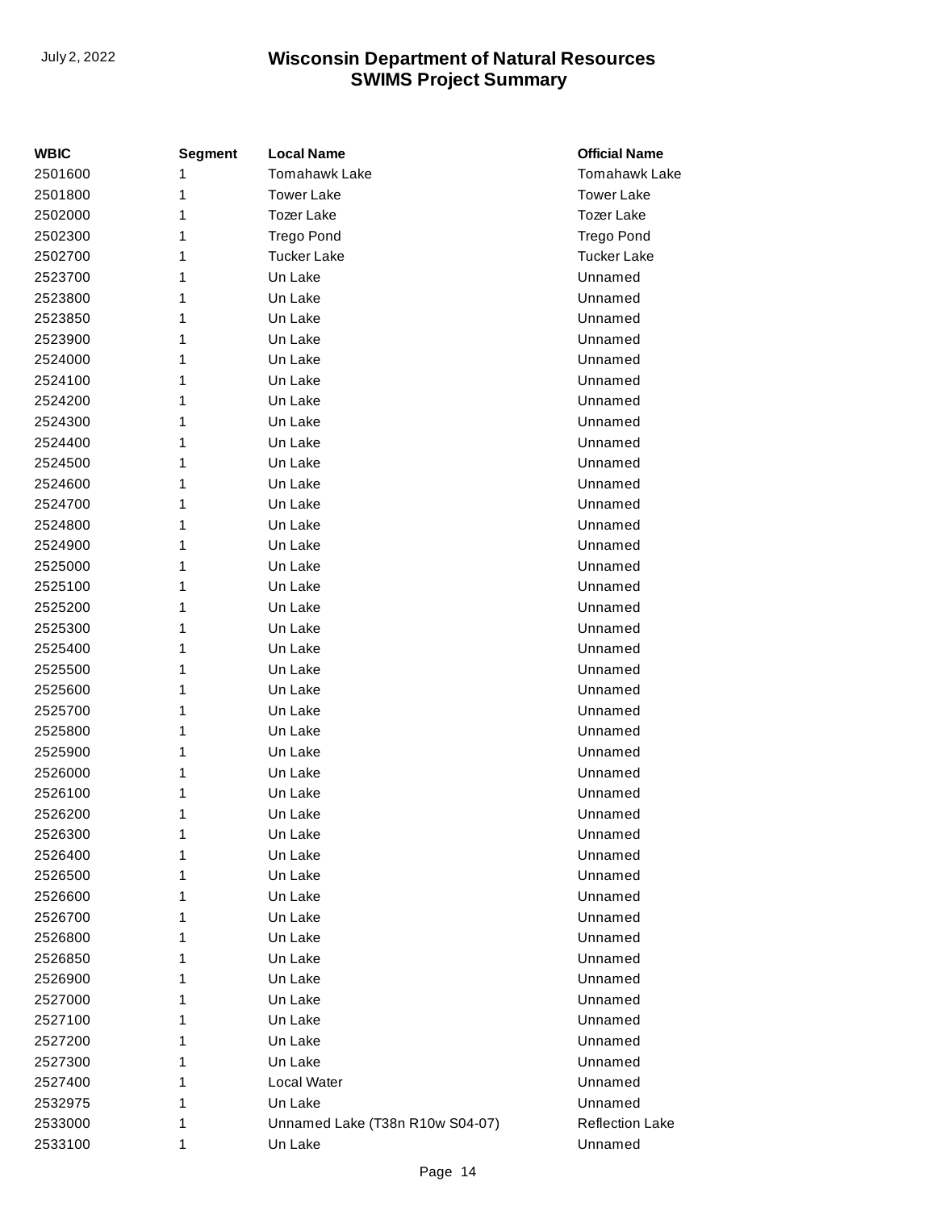| WBIC | Segment | Local Name | Official Name |
|---|---|---|---|
| 2501600 | 1 | Tomahawk Lake | Tomahawk Lake |
| 2501800 | 1 | Tower Lake | Tower Lake |
| 2502000 | 1 | Tozer Lake | Tozer Lake |
| 2502300 | 1 | Trego Pond | Trego Pond |
| 2502700 | 1 | Tucker Lake | Tucker Lake |
| 2523700 | 1 | Un Lake | Unnamed |
| 2523800 | 1 | Un Lake | Unnamed |
| 2523850 | 1 | Un Lake | Unnamed |
| 2523900 | 1 | Un Lake | Unnamed |
| 2524000 | 1 | Un Lake | Unnamed |
| 2524100 | 1 | Un Lake | Unnamed |
| 2524200 | 1 | Un Lake | Unnamed |
| 2524300 | 1 | Un Lake | Unnamed |
| 2524400 | 1 | Un Lake | Unnamed |
| 2524500 | 1 | Un Lake | Unnamed |
| 2524600 | 1 | Un Lake | Unnamed |
| 2524700 | 1 | Un Lake | Unnamed |
| 2524800 | 1 | Un Lake | Unnamed |
| 2524900 | 1 | Un Lake | Unnamed |
| 2525000 | 1 | Un Lake | Unnamed |
| 2525100 | 1 | Un Lake | Unnamed |
| 2525200 | 1 | Un Lake | Unnamed |
| 2525300 | 1 | Un Lake | Unnamed |
| 2525400 | 1 | Un Lake | Unnamed |
| 2525500 | 1 | Un Lake | Unnamed |
| 2525600 | 1 | Un Lake | Unnamed |
| 2525700 | 1 | Un Lake | Unnamed |
| 2525800 | 1 | Un Lake | Unnamed |
| 2525900 | 1 | Un Lake | Unnamed |
| 2526000 | 1 | Un Lake | Unnamed |
| 2526100 | 1 | Un Lake | Unnamed |
| 2526200 | 1 | Un Lake | Unnamed |
| 2526300 | 1 | Un Lake | Unnamed |
| 2526400 | 1 | Un Lake | Unnamed |
| 2526500 | 1 | Un Lake | Unnamed |
| 2526600 | 1 | Un Lake | Unnamed |
| 2526700 | 1 | Un Lake | Unnamed |
| 2526800 | 1 | Un Lake | Unnamed |
| 2526850 | 1 | Un Lake | Unnamed |
| 2526900 | 1 | Un Lake | Unnamed |
| 2527000 | 1 | Un Lake | Unnamed |
| 2527100 | 1 | Un Lake | Unnamed |
| 2527200 | 1 | Un Lake | Unnamed |
| 2527300 | 1 | Un Lake | Unnamed |
| 2527400 | 1 | Local Water | Unnamed |
| 2532975 | 1 | Un Lake | Unnamed |
| 2533000 | 1 | Unnamed Lake (T38n R10w S04-07) | Reflection Lake |
| 2533100 | 1 | Un Lake | Unnamed |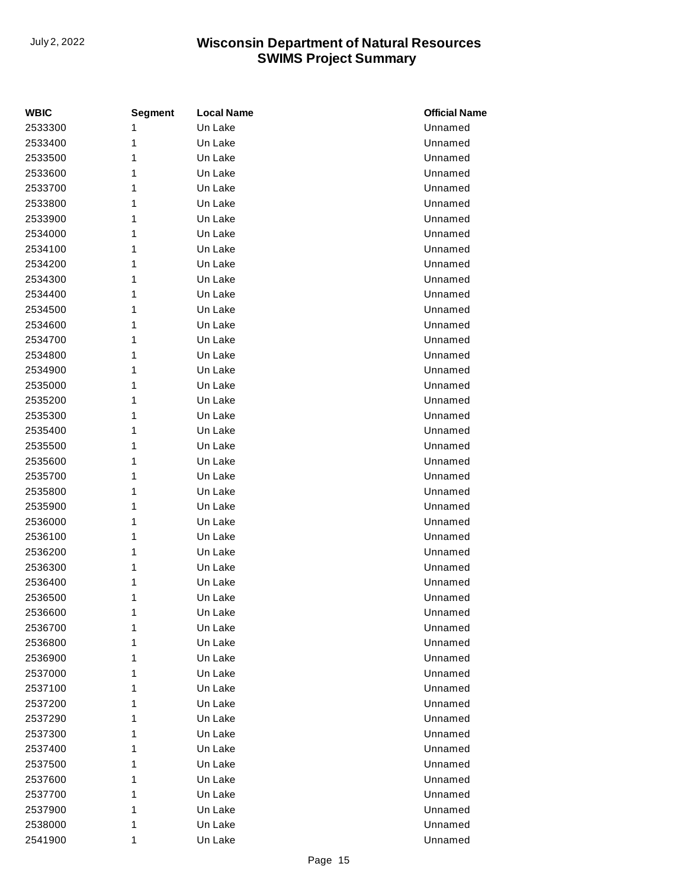| WBIC | Segment | Local Name | Official Name |
|---|---|---|---|
| 2533300 | 1 | Un Lake | Unnamed |
| 2533400 | 1 | Un Lake | Unnamed |
| 2533500 | 1 | Un Lake | Unnamed |
| 2533600 | 1 | Un Lake | Unnamed |
| 2533700 | 1 | Un Lake | Unnamed |
| 2533800 | 1 | Un Lake | Unnamed |
| 2533900 | 1 | Un Lake | Unnamed |
| 2534000 | 1 | Un Lake | Unnamed |
| 2534100 | 1 | Un Lake | Unnamed |
| 2534200 | 1 | Un Lake | Unnamed |
| 2534300 | 1 | Un Lake | Unnamed |
| 2534400 | 1 | Un Lake | Unnamed |
| 2534500 | 1 | Un Lake | Unnamed |
| 2534600 | 1 | Un Lake | Unnamed |
| 2534700 | 1 | Un Lake | Unnamed |
| 2534800 | 1 | Un Lake | Unnamed |
| 2534900 | 1 | Un Lake | Unnamed |
| 2535000 | 1 | Un Lake | Unnamed |
| 2535200 | 1 | Un Lake | Unnamed |
| 2535300 | 1 | Un Lake | Unnamed |
| 2535400 | 1 | Un Lake | Unnamed |
| 2535500 | 1 | Un Lake | Unnamed |
| 2535600 | 1 | Un Lake | Unnamed |
| 2535700 | 1 | Un Lake | Unnamed |
| 2535800 | 1 | Un Lake | Unnamed |
| 2535900 | 1 | Un Lake | Unnamed |
| 2536000 | 1 | Un Lake | Unnamed |
| 2536100 | 1 | Un Lake | Unnamed |
| 2536200 | 1 | Un Lake | Unnamed |
| 2536300 | 1 | Un Lake | Unnamed |
| 2536400 | 1 | Un Lake | Unnamed |
| 2536500 | 1 | Un Lake | Unnamed |
| 2536600 | 1 | Un Lake | Unnamed |
| 2536700 | 1 | Un Lake | Unnamed |
| 2536800 | 1 | Un Lake | Unnamed |
| 2536900 | 1 | Un Lake | Unnamed |
| 2537000 | 1 | Un Lake | Unnamed |
| 2537100 | 1 | Un Lake | Unnamed |
| 2537200 | 1 | Un Lake | Unnamed |
| 2537290 | 1 | Un Lake | Unnamed |
| 2537300 | 1 | Un Lake | Unnamed |
| 2537400 | 1 | Un Lake | Unnamed |
| 2537500 | 1 | Un Lake | Unnamed |
| 2537600 | 1 | Un Lake | Unnamed |
| 2537700 | 1 | Un Lake | Unnamed |
| 2537900 | 1 | Un Lake | Unnamed |
| 2538000 | 1 | Un Lake | Unnamed |
| 2541900 | 1 | Un Lake | Unnamed |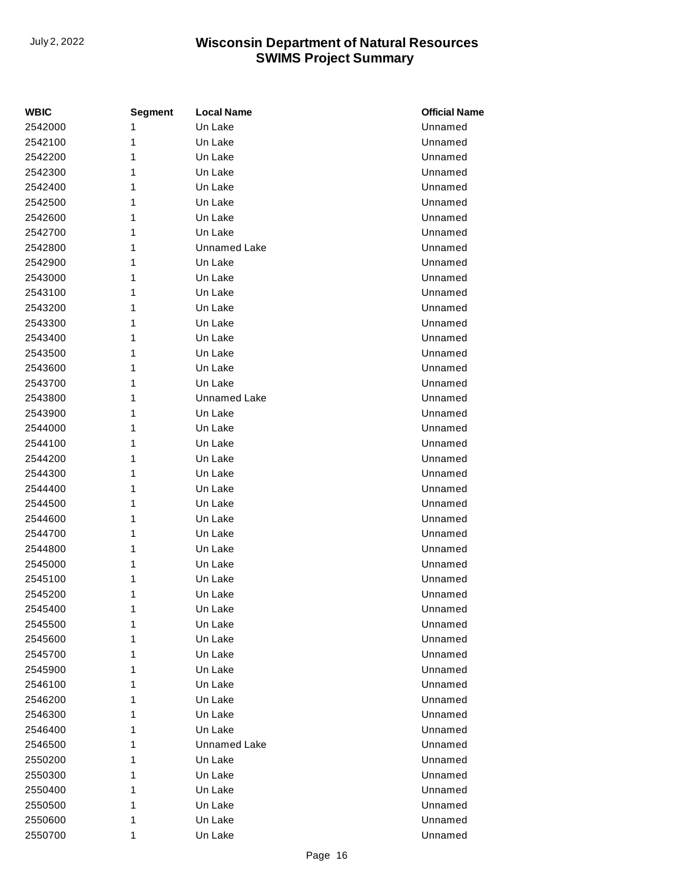| WBIC | Segment | Local Name | Official Name |
|---|---|---|---|
| 2542000 | 1 | Un Lake | Unnamed |
| 2542100 | 1 | Un Lake | Unnamed |
| 2542200 | 1 | Un Lake | Unnamed |
| 2542300 | 1 | Un Lake | Unnamed |
| 2542400 | 1 | Un Lake | Unnamed |
| 2542500 | 1 | Un Lake | Unnamed |
| 2542600 | 1 | Un Lake | Unnamed |
| 2542700 | 1 | Un Lake | Unnamed |
| 2542800 | 1 | Unnamed Lake | Unnamed |
| 2542900 | 1 | Un Lake | Unnamed |
| 2543000 | 1 | Un Lake | Unnamed |
| 2543100 | 1 | Un Lake | Unnamed |
| 2543200 | 1 | Un Lake | Unnamed |
| 2543300 | 1 | Un Lake | Unnamed |
| 2543400 | 1 | Un Lake | Unnamed |
| 2543500 | 1 | Un Lake | Unnamed |
| 2543600 | 1 | Un Lake | Unnamed |
| 2543700 | 1 | Un Lake | Unnamed |
| 2543800 | 1 | Unnamed Lake | Unnamed |
| 2543900 | 1 | Un Lake | Unnamed |
| 2544000 | 1 | Un Lake | Unnamed |
| 2544100 | 1 | Un Lake | Unnamed |
| 2544200 | 1 | Un Lake | Unnamed |
| 2544300 | 1 | Un Lake | Unnamed |
| 2544400 | 1 | Un Lake | Unnamed |
| 2544500 | 1 | Un Lake | Unnamed |
| 2544600 | 1 | Un Lake | Unnamed |
| 2544700 | 1 | Un Lake | Unnamed |
| 2544800 | 1 | Un Lake | Unnamed |
| 2545000 | 1 | Un Lake | Unnamed |
| 2545100 | 1 | Un Lake | Unnamed |
| 2545200 | 1 | Un Lake | Unnamed |
| 2545400 | 1 | Un Lake | Unnamed |
| 2545500 | 1 | Un Lake | Unnamed |
| 2545600 | 1 | Un Lake | Unnamed |
| 2545700 | 1 | Un Lake | Unnamed |
| 2545900 | 1 | Un Lake | Unnamed |
| 2546100 | 1 | Un Lake | Unnamed |
| 2546200 | 1 | Un Lake | Unnamed |
| 2546300 | 1 | Un Lake | Unnamed |
| 2546400 | 1 | Un Lake | Unnamed |
| 2546500 | 1 | Unnamed Lake | Unnamed |
| 2550200 | 1 | Un Lake | Unnamed |
| 2550300 | 1 | Un Lake | Unnamed |
| 2550400 | 1 | Un Lake | Unnamed |
| 2550500 | 1 | Un Lake | Unnamed |
| 2550600 | 1 | Un Lake | Unnamed |
| 2550700 | 1 | Un Lake | Unnamed |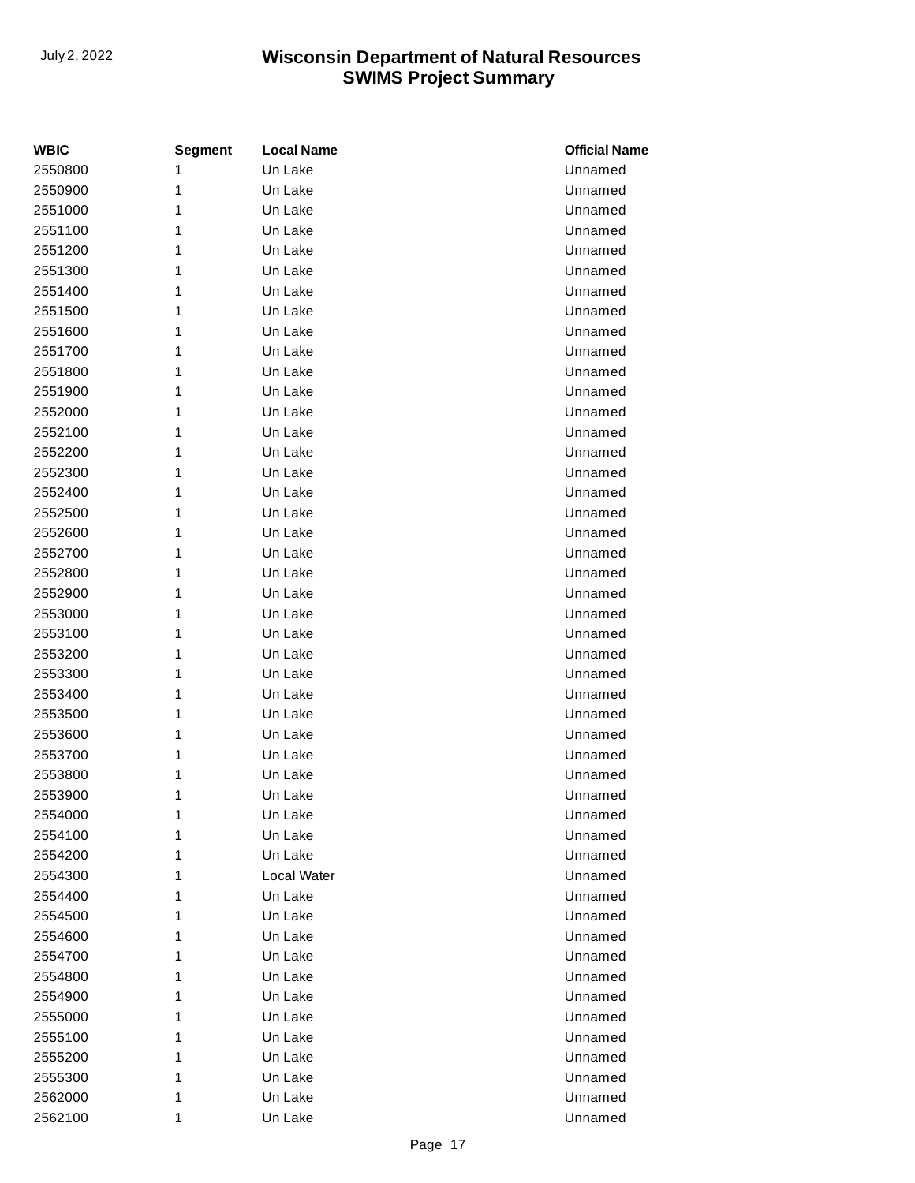| WBIC | Segment | Local Name | Official Name |
|---|---|---|---|
| 2550800 | 1 | Un Lake | Unnamed |
| 2550900 | 1 | Un Lake | Unnamed |
| 2551000 | 1 | Un Lake | Unnamed |
| 2551100 | 1 | Un Lake | Unnamed |
| 2551200 | 1 | Un Lake | Unnamed |
| 2551300 | 1 | Un Lake | Unnamed |
| 2551400 | 1 | Un Lake | Unnamed |
| 2551500 | 1 | Un Lake | Unnamed |
| 2551600 | 1 | Un Lake | Unnamed |
| 2551700 | 1 | Un Lake | Unnamed |
| 2551800 | 1 | Un Lake | Unnamed |
| 2551900 | 1 | Un Lake | Unnamed |
| 2552000 | 1 | Un Lake | Unnamed |
| 2552100 | 1 | Un Lake | Unnamed |
| 2552200 | 1 | Un Lake | Unnamed |
| 2552300 | 1 | Un Lake | Unnamed |
| 2552400 | 1 | Un Lake | Unnamed |
| 2552500 | 1 | Un Lake | Unnamed |
| 2552600 | 1 | Un Lake | Unnamed |
| 2552700 | 1 | Un Lake | Unnamed |
| 2552800 | 1 | Un Lake | Unnamed |
| 2552900 | 1 | Un Lake | Unnamed |
| 2553000 | 1 | Un Lake | Unnamed |
| 2553100 | 1 | Un Lake | Unnamed |
| 2553200 | 1 | Un Lake | Unnamed |
| 2553300 | 1 | Un Lake | Unnamed |
| 2553400 | 1 | Un Lake | Unnamed |
| 2553500 | 1 | Un Lake | Unnamed |
| 2553600 | 1 | Un Lake | Unnamed |
| 2553700 | 1 | Un Lake | Unnamed |
| 2553800 | 1 | Un Lake | Unnamed |
| 2553900 | 1 | Un Lake | Unnamed |
| 2554000 | 1 | Un Lake | Unnamed |
| 2554100 | 1 | Un Lake | Unnamed |
| 2554200 | 1 | Un Lake | Unnamed |
| 2554300 | 1 | Local Water | Unnamed |
| 2554400 | 1 | Un Lake | Unnamed |
| 2554500 | 1 | Un Lake | Unnamed |
| 2554600 | 1 | Un Lake | Unnamed |
| 2554700 | 1 | Un Lake | Unnamed |
| 2554800 | 1 | Un Lake | Unnamed |
| 2554900 | 1 | Un Lake | Unnamed |
| 2555000 | 1 | Un Lake | Unnamed |
| 2555100 | 1 | Un Lake | Unnamed |
| 2555200 | 1 | Un Lake | Unnamed |
| 2555300 | 1 | Un Lake | Unnamed |
| 2562000 | 1 | Un Lake | Unnamed |
| 2562100 | 1 | Un Lake | Unnamed |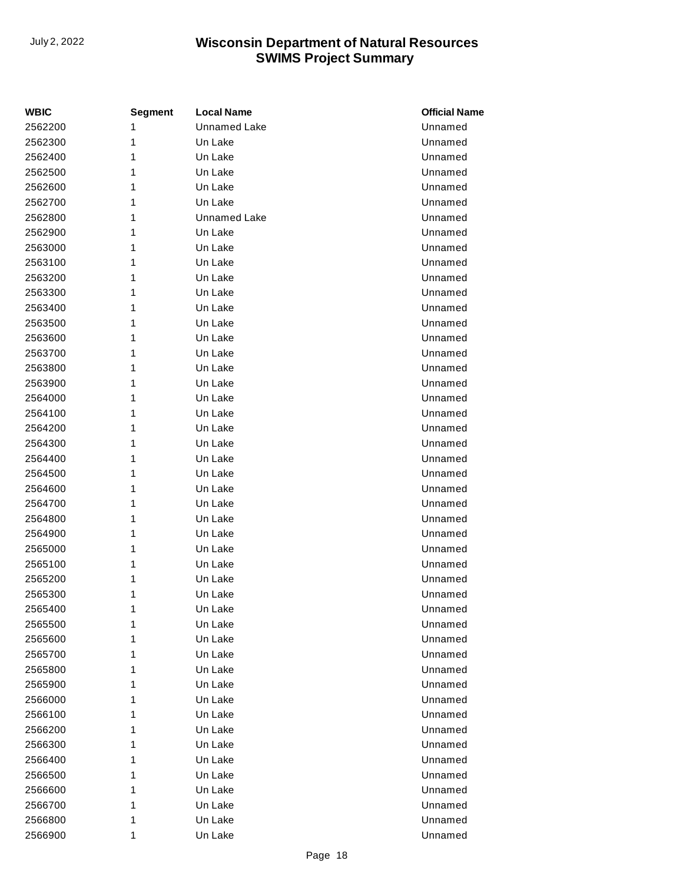| WBIC | Segment | Local Name | Official Name |
|---|---|---|---|
| 2562200 | 1 | Unnamed Lake | Unnamed |
| 2562300 | 1 | Un Lake | Unnamed |
| 2562400 | 1 | Un Lake | Unnamed |
| 2562500 | 1 | Un Lake | Unnamed |
| 2562600 | 1 | Un Lake | Unnamed |
| 2562700 | 1 | Un Lake | Unnamed |
| 2562800 | 1 | Unnamed Lake | Unnamed |
| 2562900 | 1 | Un Lake | Unnamed |
| 2563000 | 1 | Un Lake | Unnamed |
| 2563100 | 1 | Un Lake | Unnamed |
| 2563200 | 1 | Un Lake | Unnamed |
| 2563300 | 1 | Un Lake | Unnamed |
| 2563400 | 1 | Un Lake | Unnamed |
| 2563500 | 1 | Un Lake | Unnamed |
| 2563600 | 1 | Un Lake | Unnamed |
| 2563700 | 1 | Un Lake | Unnamed |
| 2563800 | 1 | Un Lake | Unnamed |
| 2563900 | 1 | Un Lake | Unnamed |
| 2564000 | 1 | Un Lake | Unnamed |
| 2564100 | 1 | Un Lake | Unnamed |
| 2564200 | 1 | Un Lake | Unnamed |
| 2564300 | 1 | Un Lake | Unnamed |
| 2564400 | 1 | Un Lake | Unnamed |
| 2564500 | 1 | Un Lake | Unnamed |
| 2564600 | 1 | Un Lake | Unnamed |
| 2564700 | 1 | Un Lake | Unnamed |
| 2564800 | 1 | Un Lake | Unnamed |
| 2564900 | 1 | Un Lake | Unnamed |
| 2565000 | 1 | Un Lake | Unnamed |
| 2565100 | 1 | Un Lake | Unnamed |
| 2565200 | 1 | Un Lake | Unnamed |
| 2565300 | 1 | Un Lake | Unnamed |
| 2565400 | 1 | Un Lake | Unnamed |
| 2565500 | 1 | Un Lake | Unnamed |
| 2565600 | 1 | Un Lake | Unnamed |
| 2565700 | 1 | Un Lake | Unnamed |
| 2565800 | 1 | Un Lake | Unnamed |
| 2565900 | 1 | Un Lake | Unnamed |
| 2566000 | 1 | Un Lake | Unnamed |
| 2566100 | 1 | Un Lake | Unnamed |
| 2566200 | 1 | Un Lake | Unnamed |
| 2566300 | 1 | Un Lake | Unnamed |
| 2566400 | 1 | Un Lake | Unnamed |
| 2566500 | 1 | Un Lake | Unnamed |
| 2566600 | 1 | Un Lake | Unnamed |
| 2566700 | 1 | Un Lake | Unnamed |
| 2566800 | 1 | Un Lake | Unnamed |
| 2566900 | 1 | Un Lake | Unnamed |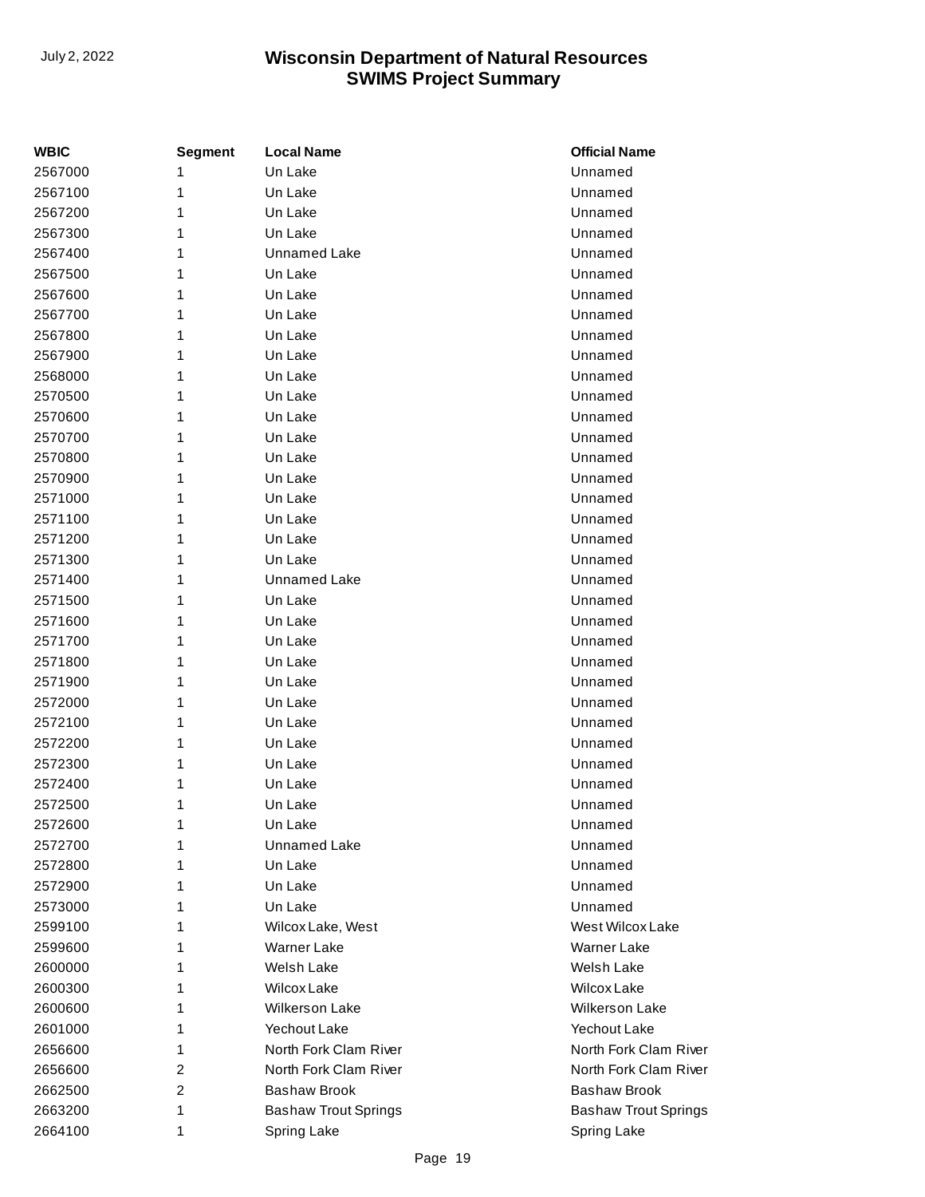| WBIC | Segment | Local Name | Official Name |
|---|---|---|---|
| 2567000 | 1 | Un Lake | Unnamed |
| 2567100 | 1 | Un Lake | Unnamed |
| 2567200 | 1 | Un Lake | Unnamed |
| 2567300 | 1 | Un Lake | Unnamed |
| 2567400 | 1 | Unnamed Lake | Unnamed |
| 2567500 | 1 | Un Lake | Unnamed |
| 2567600 | 1 | Un Lake | Unnamed |
| 2567700 | 1 | Un Lake | Unnamed |
| 2567800 | 1 | Un Lake | Unnamed |
| 2567900 | 1 | Un Lake | Unnamed |
| 2568000 | 1 | Un Lake | Unnamed |
| 2570500 | 1 | Un Lake | Unnamed |
| 2570600 | 1 | Un Lake | Unnamed |
| 2570700 | 1 | Un Lake | Unnamed |
| 2570800 | 1 | Un Lake | Unnamed |
| 2570900 | 1 | Un Lake | Unnamed |
| 2571000 | 1 | Un Lake | Unnamed |
| 2571100 | 1 | Un Lake | Unnamed |
| 2571200 | 1 | Un Lake | Unnamed |
| 2571300 | 1 | Un Lake | Unnamed |
| 2571400 | 1 | Unnamed Lake | Unnamed |
| 2571500 | 1 | Un Lake | Unnamed |
| 2571600 | 1 | Un Lake | Unnamed |
| 2571700 | 1 | Un Lake | Unnamed |
| 2571800 | 1 | Un Lake | Unnamed |
| 2571900 | 1 | Un Lake | Unnamed |
| 2572000 | 1 | Un Lake | Unnamed |
| 2572100 | 1 | Un Lake | Unnamed |
| 2572200 | 1 | Un Lake | Unnamed |
| 2572300 | 1 | Un Lake | Unnamed |
| 2572400 | 1 | Un Lake | Unnamed |
| 2572500 | 1 | Un Lake | Unnamed |
| 2572600 | 1 | Un Lake | Unnamed |
| 2572700 | 1 | Unnamed Lake | Unnamed |
| 2572800 | 1 | Un Lake | Unnamed |
| 2572900 | 1 | Un Lake | Unnamed |
| 2573000 | 1 | Un Lake | Unnamed |
| 2599100 | 1 | Wilcox Lake, West | West Wilcox Lake |
| 2599600 | 1 | Warner Lake | Warner Lake |
| 2600000 | 1 | Welsh Lake | Welsh Lake |
| 2600300 | 1 | Wilcox Lake | Wilcox Lake |
| 2600600 | 1 | Wilkerson Lake | Wilkerson Lake |
| 2601000 | 1 | Yechout Lake | Yechout Lake |
| 2656600 | 1 | North Fork Clam River | North Fork Clam River |
| 2656600 | 2 | North Fork Clam River | North Fork Clam River |
| 2662500 | 2 | Bashaw Brook | Bashaw Brook |
| 2663200 | 1 | Bashaw Trout Springs | Bashaw Trout Springs |
| 2664100 | 1 | Spring Lake | Spring Lake |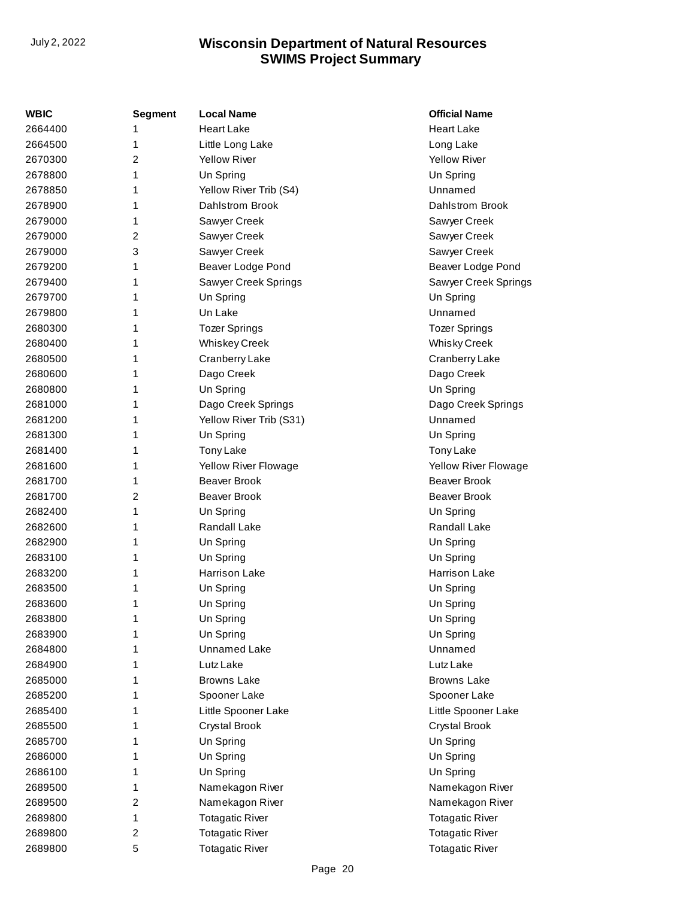| WBIC | Segment | Local Name | Official Name |
|---|---|---|---|
| 2664400 | 1 | Heart Lake | Heart Lake |
| 2664500 | 1 | Little Long Lake | Long Lake |
| 2670300 | 2 | Yellow River | Yellow River |
| 2678800 | 1 | Un Spring | Un Spring |
| 2678850 | 1 | Yellow River Trib (S4) | Unnamed |
| 2678900 | 1 | Dahlstrom Brook | Dahlstrom Brook |
| 2679000 | 1 | Sawyer Creek | Sawyer Creek |
| 2679000 | 2 | Sawyer Creek | Sawyer Creek |
| 2679000 | 3 | Sawyer Creek | Sawyer Creek |
| 2679200 | 1 | Beaver Lodge Pond | Beaver Lodge Pond |
| 2679400 | 1 | Sawyer Creek Springs | Sawyer Creek Springs |
| 2679700 | 1 | Un Spring | Un Spring |
| 2679800 | 1 | Un Lake | Unnamed |
| 2680300 | 1 | Tozer Springs | Tozer Springs |
| 2680400 | 1 | Whiskey Creek | Whisky Creek |
| 2680500 | 1 | Cranberry Lake | Cranberry Lake |
| 2680600 | 1 | Dago Creek | Dago Creek |
| 2680800 | 1 | Un Spring | Un Spring |
| 2681000 | 1 | Dago Creek Springs | Dago Creek Springs |
| 2681200 | 1 | Yellow River Trib (S31) | Unnamed |
| 2681300 | 1 | Un Spring | Un Spring |
| 2681400 | 1 | Tony Lake | Tony Lake |
| 2681600 | 1 | Yellow River Flowage | Yellow River Flowage |
| 2681700 | 1 | Beaver Brook | Beaver Brook |
| 2681700 | 2 | Beaver Brook | Beaver Brook |
| 2682400 | 1 | Un Spring | Un Spring |
| 2682600 | 1 | Randall Lake | Randall Lake |
| 2682900 | 1 | Un Spring | Un Spring |
| 2683100 | 1 | Un Spring | Un Spring |
| 2683200 | 1 | Harrison Lake | Harrison Lake |
| 2683500 | 1 | Un Spring | Un Spring |
| 2683600 | 1 | Un Spring | Un Spring |
| 2683800 | 1 | Un Spring | Un Spring |
| 2683900 | 1 | Un Spring | Un Spring |
| 2684800 | 1 | Unnamed Lake | Unnamed |
| 2684900 | 1 | Lutz Lake | Lutz Lake |
| 2685000 | 1 | Browns Lake | Browns Lake |
| 2685200 | 1 | Spooner Lake | Spooner Lake |
| 2685400 | 1 | Little Spooner Lake | Little Spooner Lake |
| 2685500 | 1 | Crystal Brook | Crystal Brook |
| 2685700 | 1 | Un Spring | Un Spring |
| 2686000 | 1 | Un Spring | Un Spring |
| 2686100 | 1 | Un Spring | Un Spring |
| 2689500 | 1 | Namekagon River | Namekagon River |
| 2689500 | 2 | Namekagon River | Namekagon River |
| 2689800 | 1 | Totagatic River | Totagatic River |
| 2689800 | 2 | Totagatic River | Totagatic River |
| 2689800 | 5 | Totagatic River | Totagatic River |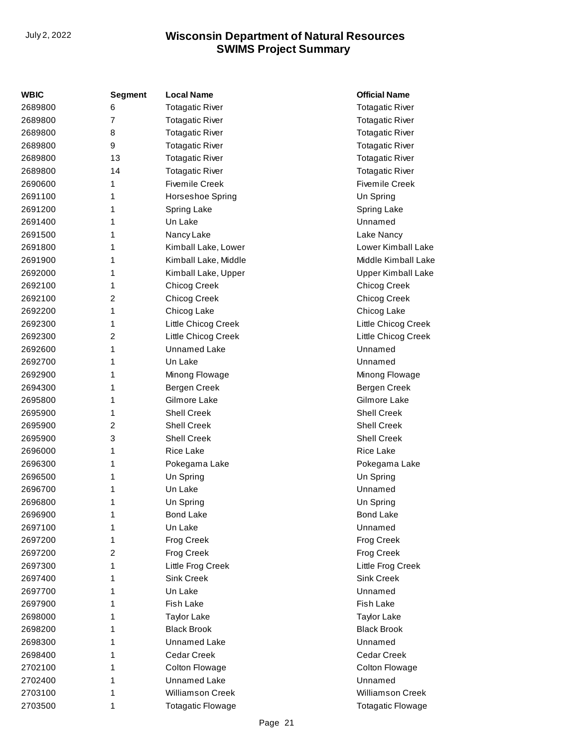| WBIC | Segment | Local Name | Official Name |
|---|---|---|---|
| 2689800 | 6 | Totagatic River | Totagatic River |
| 2689800 | 7 | Totagatic River | Totagatic River |
| 2689800 | 8 | Totagatic River | Totagatic River |
| 2689800 | 9 | Totagatic River | Totagatic River |
| 2689800 | 13 | Totagatic River | Totagatic River |
| 2689800 | 14 | Totagatic River | Totagatic River |
| 2690600 | 1 | Fivemile Creek | Fivemile Creek |
| 2691100 | 1 | Horseshoe Spring | Un Spring |
| 2691200 | 1 | Spring Lake | Spring Lake |
| 2691400 | 1 | Un Lake | Unnamed |
| 2691500 | 1 | Nancy Lake | Lake Nancy |
| 2691800 | 1 | Kimball Lake, Lower | Lower Kimball Lake |
| 2691900 | 1 | Kimball Lake, Middle | Middle Kimball Lake |
| 2692000 | 1 | Kimball Lake, Upper | Upper Kimball Lake |
| 2692100 | 1 | Chicog Creek | Chicog Creek |
| 2692100 | 2 | Chicog Creek | Chicog Creek |
| 2692200 | 1 | Chicog Lake | Chicog Lake |
| 2692300 | 1 | Little Chicog Creek | Little Chicog Creek |
| 2692300 | 2 | Little Chicog Creek | Little Chicog Creek |
| 2692600 | 1 | Unnamed Lake | Unnamed |
| 2692700 | 1 | Un Lake | Unnamed |
| 2692900 | 1 | Minong Flowage | Minong Flowage |
| 2694300 | 1 | Bergen Creek | Bergen Creek |
| 2695800 | 1 | Gilmore Lake | Gilmore Lake |
| 2695900 | 1 | Shell Creek | Shell Creek |
| 2695900 | 2 | Shell Creek | Shell Creek |
| 2695900 | 3 | Shell Creek | Shell Creek |
| 2696000 | 1 | Rice Lake | Rice Lake |
| 2696300 | 1 | Pokegama Lake | Pokegama Lake |
| 2696500 | 1 | Un Spring | Un Spring |
| 2696700 | 1 | Un Lake | Unnamed |
| 2696800 | 1 | Un Spring | Un Spring |
| 2696900 | 1 | Bond Lake | Bond Lake |
| 2697100 | 1 | Un Lake | Unnamed |
| 2697200 | 1 | Frog Creek | Frog Creek |
| 2697200 | 2 | Frog Creek | Frog Creek |
| 2697300 | 1 | Little Frog Creek | Little Frog Creek |
| 2697400 | 1 | Sink Creek | Sink Creek |
| 2697700 | 1 | Un Lake | Unnamed |
| 2697900 | 1 | Fish Lake | Fish Lake |
| 2698000 | 1 | Taylor Lake | Taylor Lake |
| 2698200 | 1 | Black Brook | Black Brook |
| 2698300 | 1 | Unnamed Lake | Unnamed |
| 2698400 | 1 | Cedar Creek | Cedar Creek |
| 2702100 | 1 | Colton Flowage | Colton Flowage |
| 2702400 | 1 | Unnamed Lake | Unnamed |
| 2703100 | 1 | Williamson Creek | Williamson Creek |
| 2703500 | 1 | Totagatic Flowage | Totagatic Flowage |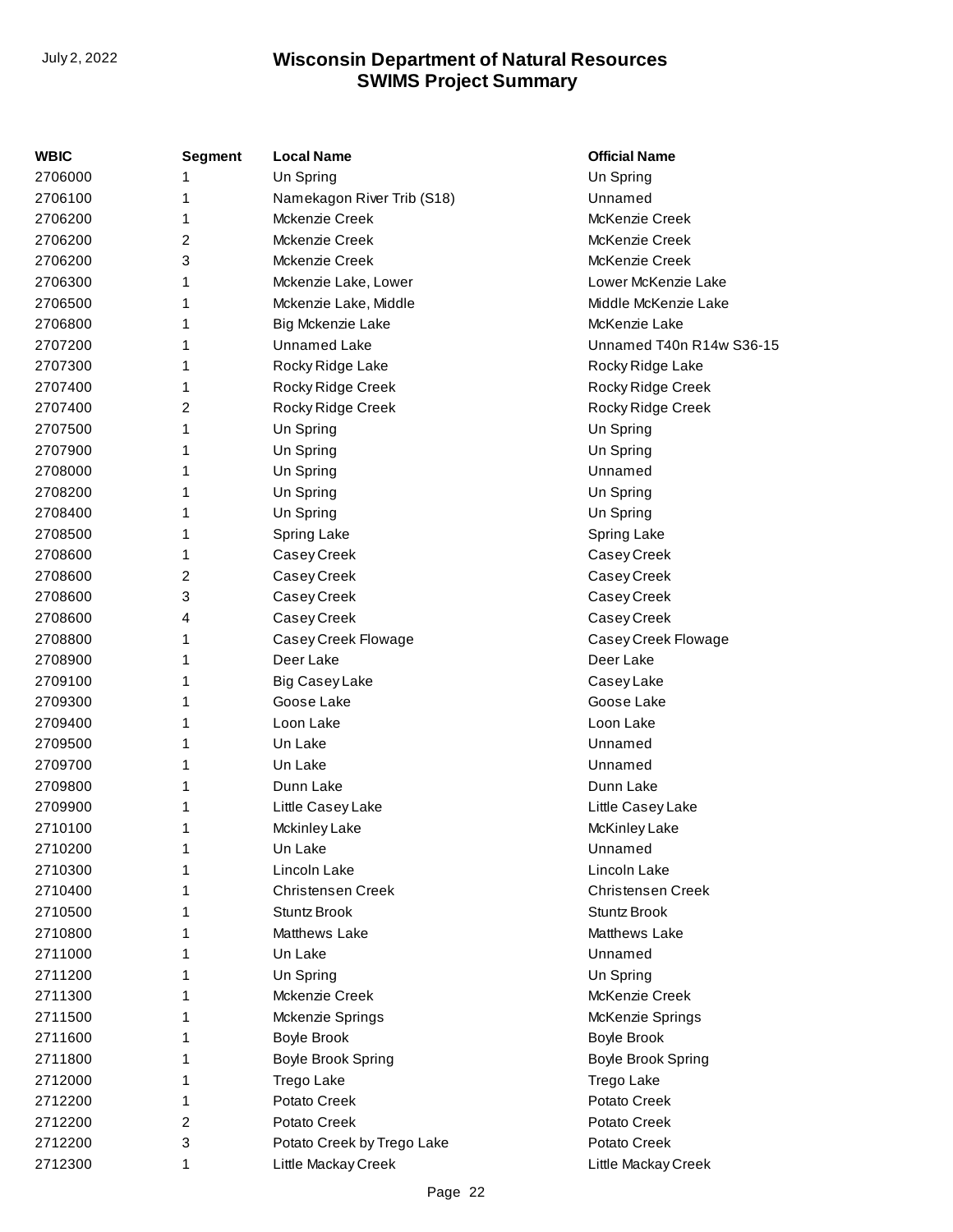| WBIC | Segment | Local Name | Official Name |
|---|---|---|---|
| 2706000 | 1 | Un Spring | Un Spring |
| 2706100 | 1 | Namekagon River Trib (S18) | Unnamed |
| 2706200 | 1 | Mckenzie Creek | McKenzie Creek |
| 2706200 | 2 | Mckenzie Creek | McKenzie Creek |
| 2706200 | 3 | Mckenzie Creek | McKenzie Creek |
| 2706300 | 1 | Mckenzie Lake, Lower | Lower McKenzie Lake |
| 2706500 | 1 | Mckenzie Lake, Middle | Middle McKenzie Lake |
| 2706800 | 1 | Big Mckenzie Lake | McKenzie Lake |
| 2707200 | 1 | Unnamed Lake | Unnamed T40n R14w S36-15 |
| 2707300 | 1 | Rocky Ridge Lake | Rocky Ridge Lake |
| 2707400 | 1 | Rocky Ridge Creek | Rocky Ridge Creek |
| 2707400 | 2 | Rocky Ridge Creek | Rocky Ridge Creek |
| 2707500 | 1 | Un Spring | Un Spring |
| 2707900 | 1 | Un Spring | Un Spring |
| 2708000 | 1 | Un Spring | Unnamed |
| 2708200 | 1 | Un Spring | Un Spring |
| 2708400 | 1 | Un Spring | Un Spring |
| 2708500 | 1 | Spring Lake | Spring Lake |
| 2708600 | 1 | Casey Creek | Casey Creek |
| 2708600 | 2 | Casey Creek | Casey Creek |
| 2708600 | 3 | Casey Creek | Casey Creek |
| 2708600 | 4 | Casey Creek | Casey Creek |
| 2708800 | 1 | Casey Creek Flowage | Casey Creek Flowage |
| 2708900 | 1 | Deer Lake | Deer Lake |
| 2709100 | 1 | Big Casey Lake | Casey Lake |
| 2709300 | 1 | Goose Lake | Goose Lake |
| 2709400 | 1 | Loon Lake | Loon Lake |
| 2709500 | 1 | Un Lake | Unnamed |
| 2709700 | 1 | Un Lake | Unnamed |
| 2709800 | 1 | Dunn Lake | Dunn Lake |
| 2709900 | 1 | Little Casey Lake | Little Casey Lake |
| 2710100 | 1 | Mckinley Lake | McKinley Lake |
| 2710200 | 1 | Un Lake | Unnamed |
| 2710300 | 1 | Lincoln Lake | Lincoln Lake |
| 2710400 | 1 | Christensen Creek | Christensen Creek |
| 2710500 | 1 | Stuntz Brook | Stuntz Brook |
| 2710800 | 1 | Matthews Lake | Matthews Lake |
| 2711000 | 1 | Un Lake | Unnamed |
| 2711200 | 1 | Un Spring | Un Spring |
| 2711300 | 1 | Mckenzie Creek | McKenzie Creek |
| 2711500 | 1 | Mckenzie Springs | McKenzie Springs |
| 2711600 | 1 | Boyle Brook | Boyle Brook |
| 2711800 | 1 | Boyle Brook Spring | Boyle Brook Spring |
| 2712000 | 1 | Trego Lake | Trego Lake |
| 2712200 | 1 | Potato Creek | Potato Creek |
| 2712200 | 2 | Potato Creek | Potato Creek |
| 2712200 | 3 | Potato Creek by Trego Lake | Potato Creek |
| 2712300 | 1 | Little Mackay Creek | Little Mackay Creek |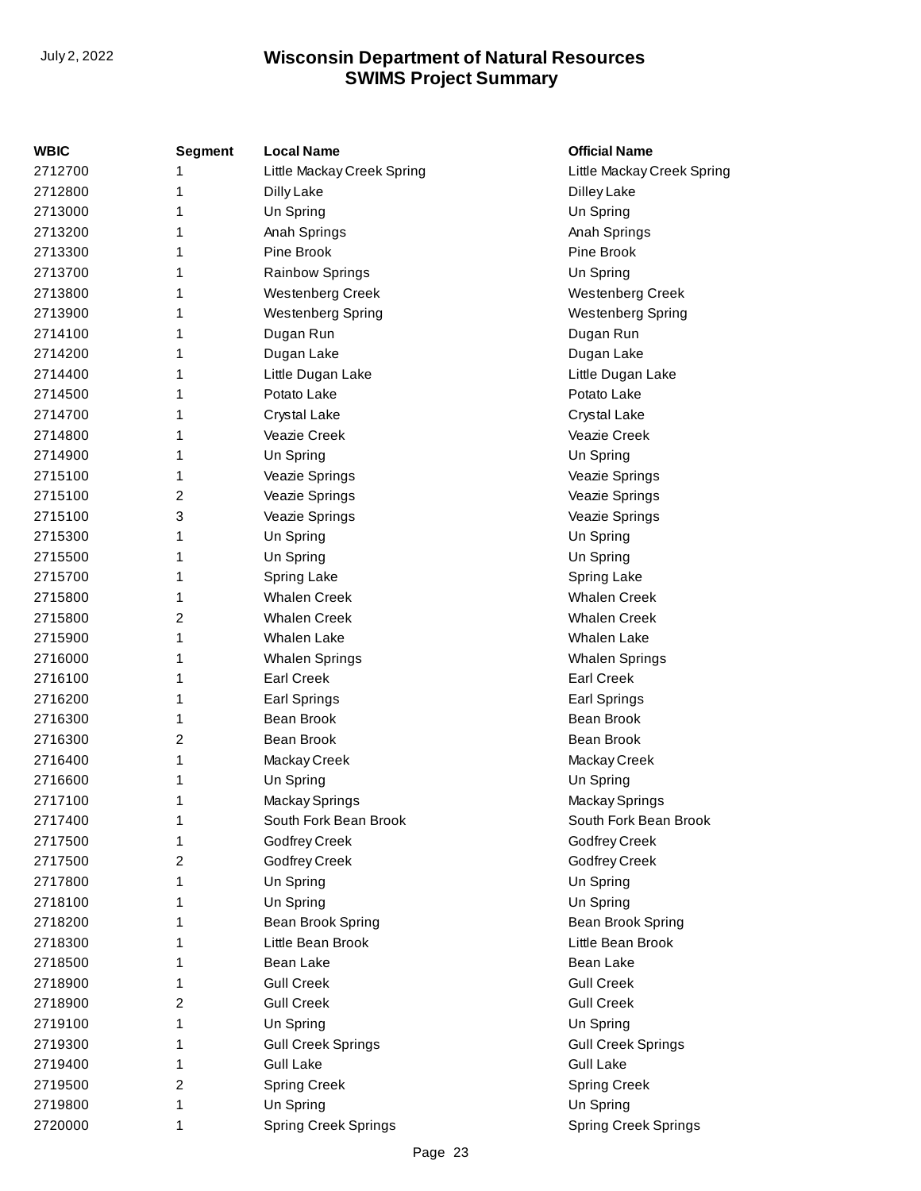| WBIC | Segment | Local Name | Official Name |
|---|---|---|---|
| 2712700 | 1 | Little Mackay Creek Spring | Little Mackay Creek Spring |
| 2712800 | 1 | Dilly Lake | Dilley Lake |
| 2713000 | 1 | Un Spring | Un Spring |
| 2713200 | 1 | Anah Springs | Anah Springs |
| 2713300 | 1 | Pine Brook | Pine Brook |
| 2713700 | 1 | Rainbow Springs | Un Spring |
| 2713800 | 1 | Westenberg Creek | Westenberg Creek |
| 2713900 | 1 | Westenberg Spring | Westenberg Spring |
| 2714100 | 1 | Dugan Run | Dugan Run |
| 2714200 | 1 | Dugan Lake | Dugan Lake |
| 2714400 | 1 | Little Dugan Lake | Little Dugan Lake |
| 2714500 | 1 | Potato Lake | Potato Lake |
| 2714700 | 1 | Crystal Lake | Crystal Lake |
| 2714800 | 1 | Veazie Creek | Veazie Creek |
| 2714900 | 1 | Un Spring | Un Spring |
| 2715100 | 1 | Veazie Springs | Veazie Springs |
| 2715100 | 2 | Veazie Springs | Veazie Springs |
| 2715100 | 3 | Veazie Springs | Veazie Springs |
| 2715300 | 1 | Un Spring | Un Spring |
| 2715500 | 1 | Un Spring | Un Spring |
| 2715700 | 1 | Spring Lake | Spring Lake |
| 2715800 | 1 | Whalen Creek | Whalen Creek |
| 2715800 | 2 | Whalen Creek | Whalen Creek |
| 2715900 | 1 | Whalen Lake | Whalen Lake |
| 2716000 | 1 | Whalen Springs | Whalen Springs |
| 2716100 | 1 | Earl Creek | Earl Creek |
| 2716200 | 1 | Earl Springs | Earl Springs |
| 2716300 | 1 | Bean Brook | Bean Brook |
| 2716300 | 2 | Bean Brook | Bean Brook |
| 2716400 | 1 | Mackay Creek | Mackay Creek |
| 2716600 | 1 | Un Spring | Un Spring |
| 2717100 | 1 | Mackay Springs | Mackay Springs |
| 2717400 | 1 | South Fork Bean Brook | South Fork Bean Brook |
| 2717500 | 1 | Godfrey Creek | Godfrey Creek |
| 2717500 | 2 | Godfrey Creek | Godfrey Creek |
| 2717800 | 1 | Un Spring | Un Spring |
| 2718100 | 1 | Un Spring | Un Spring |
| 2718200 | 1 | Bean Brook Spring | Bean Brook Spring |
| 2718300 | 1 | Little Bean Brook | Little Bean Brook |
| 2718500 | 1 | Bean Lake | Bean Lake |
| 2718900 | 1 | Gull Creek | Gull Creek |
| 2718900 | 2 | Gull Creek | Gull Creek |
| 2719100 | 1 | Un Spring | Un Spring |
| 2719300 | 1 | Gull Creek Springs | Gull Creek Springs |
| 2719400 | 1 | Gull Lake | Gull Lake |
| 2719500 | 2 | Spring Creek | Spring Creek |
| 2719800 | 1 | Un Spring | Un Spring |
| 2720000 | 1 | Spring Creek Springs | Spring Creek Springs |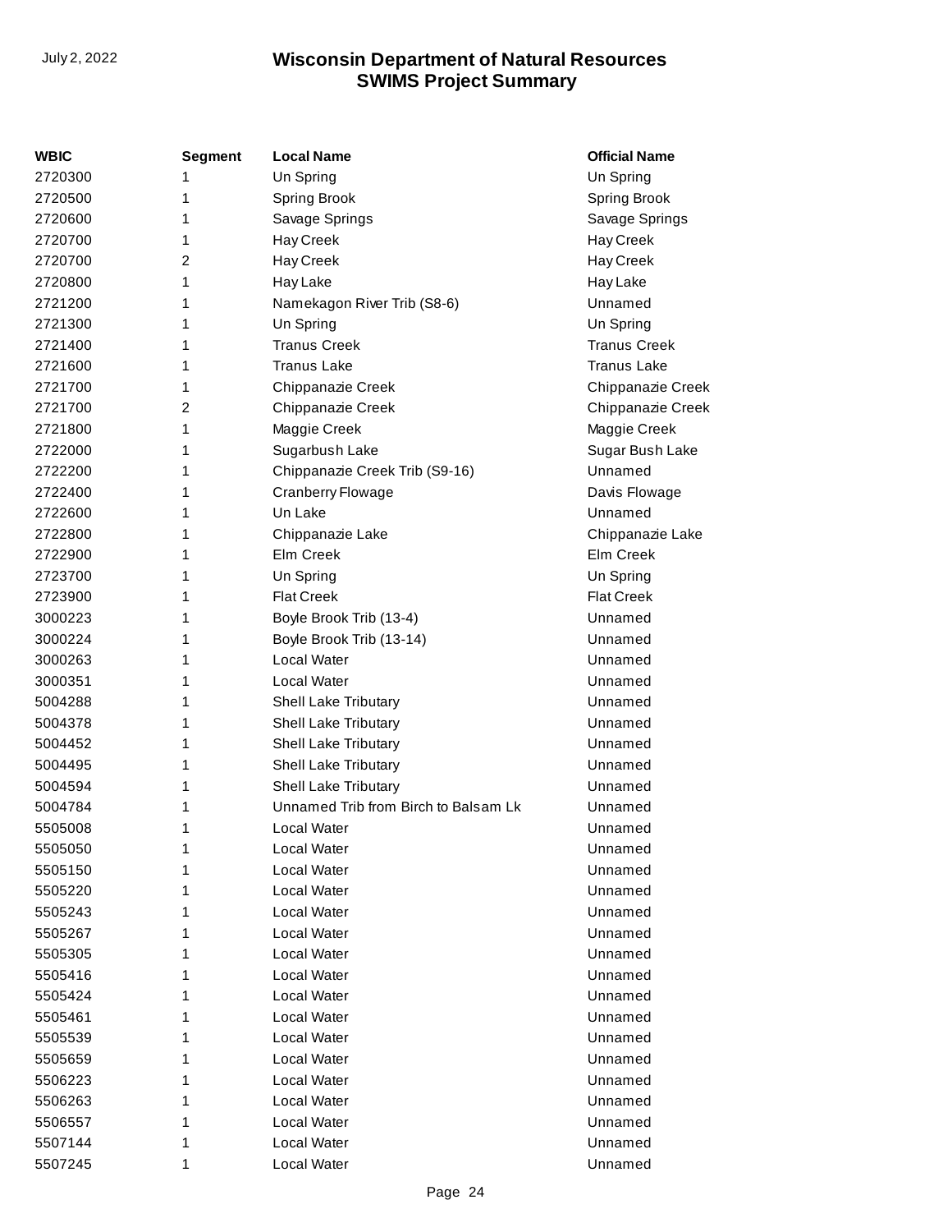| WBIC | Segment | Local Name | Official Name |
|---|---|---|---|
| 2720300 | 1 | Un Spring | Un Spring |
| 2720500 | 1 | Spring Brook | Spring Brook |
| 2720600 | 1 | Savage Springs | Savage Springs |
| 2720700 | 1 | Hay Creek | Hay Creek |
| 2720700 | 2 | Hay Creek | Hay Creek |
| 2720800 | 1 | Hay Lake | Hay Lake |
| 2721200 | 1 | Namekagon River Trib (S8-6) | Unnamed |
| 2721300 | 1 | Un Spring | Un Spring |
| 2721400 | 1 | Tranus Creek | Tranus Creek |
| 2721600 | 1 | Tranus Lake | Tranus Lake |
| 2721700 | 1 | Chippanazie Creek | Chippanazie Creek |
| 2721700 | 2 | Chippanazie Creek | Chippanazie Creek |
| 2721800 | 1 | Maggie Creek | Maggie Creek |
| 2722000 | 1 | Sugarbush Lake | Sugar Bush Lake |
| 2722200 | 1 | Chippanazie Creek Trib (S9-16) | Unnamed |
| 2722400 | 1 | Cranberry Flowage | Davis Flowage |
| 2722600 | 1 | Un Lake | Unnamed |
| 2722800 | 1 | Chippanazie Lake | Chippanazie Lake |
| 2722900 | 1 | Elm Creek | Elm Creek |
| 2723700 | 1 | Un Spring | Un Spring |
| 2723900 | 1 | Flat Creek | Flat Creek |
| 3000223 | 1 | Boyle Brook Trib (13-4) | Unnamed |
| 3000224 | 1 | Boyle Brook Trib (13-14) | Unnamed |
| 3000263 | 1 | Local Water | Unnamed |
| 3000351 | 1 | Local Water | Unnamed |
| 5004288 | 1 | Shell Lake Tributary | Unnamed |
| 5004378 | 1 | Shell Lake Tributary | Unnamed |
| 5004452 | 1 | Shell Lake Tributary | Unnamed |
| 5004495 | 1 | Shell Lake Tributary | Unnamed |
| 5004594 | 1 | Shell Lake Tributary | Unnamed |
| 5004784 | 1 | Unnamed Trib from Birch to Balsam Lk | Unnamed |
| 5505008 | 1 | Local Water | Unnamed |
| 5505050 | 1 | Local Water | Unnamed |
| 5505150 | 1 | Local Water | Unnamed |
| 5505220 | 1 | Local Water | Unnamed |
| 5505243 | 1 | Local Water | Unnamed |
| 5505267 | 1 | Local Water | Unnamed |
| 5505305 | 1 | Local Water | Unnamed |
| 5505416 | 1 | Local Water | Unnamed |
| 5505424 | 1 | Local Water | Unnamed |
| 5505461 | 1 | Local Water | Unnamed |
| 5505539 | 1 | Local Water | Unnamed |
| 5505659 | 1 | Local Water | Unnamed |
| 5506223 | 1 | Local Water | Unnamed |
| 5506263 | 1 | Local Water | Unnamed |
| 5506557 | 1 | Local Water | Unnamed |
| 5507144 | 1 | Local Water | Unnamed |
| 5507245 | 1 | Local Water | Unnamed |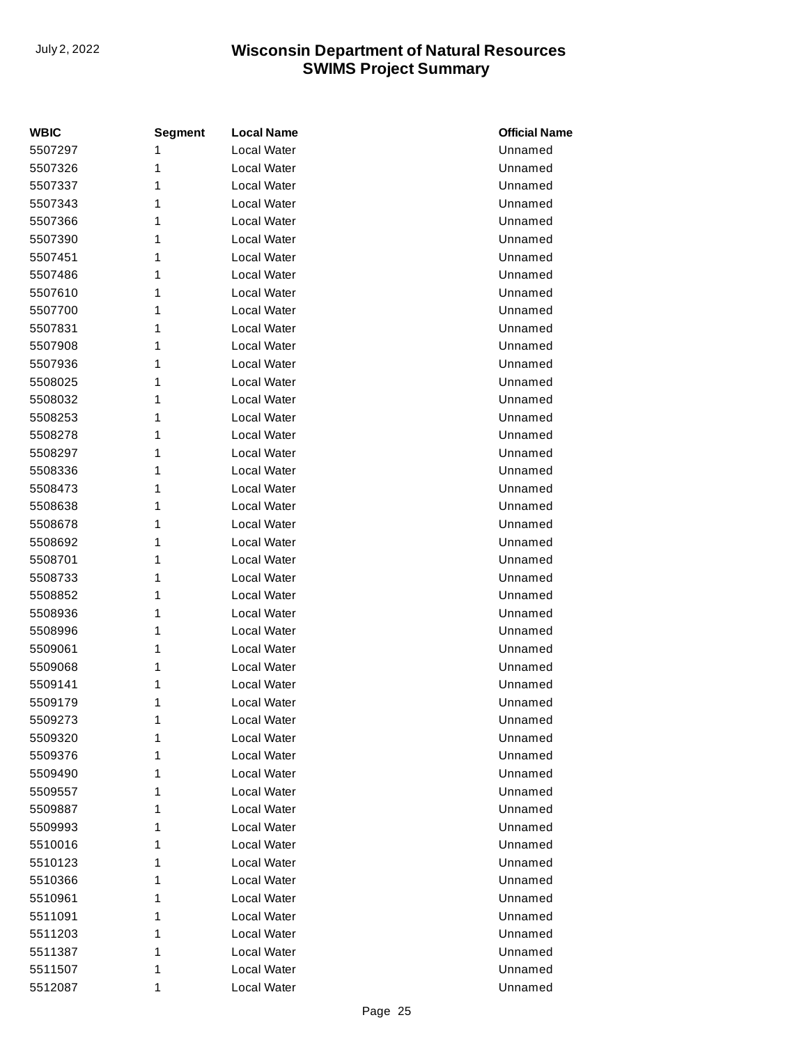| WBIC | Segment | Local Name | Official Name |
|---|---|---|---|
| 5507297 | 1 | Local Water | Unnamed |
| 5507326 | 1 | Local Water | Unnamed |
| 5507337 | 1 | Local Water | Unnamed |
| 5507343 | 1 | Local Water | Unnamed |
| 5507366 | 1 | Local Water | Unnamed |
| 5507390 | 1 | Local Water | Unnamed |
| 5507451 | 1 | Local Water | Unnamed |
| 5507486 | 1 | Local Water | Unnamed |
| 5507610 | 1 | Local Water | Unnamed |
| 5507700 | 1 | Local Water | Unnamed |
| 5507831 | 1 | Local Water | Unnamed |
| 5507908 | 1 | Local Water | Unnamed |
| 5507936 | 1 | Local Water | Unnamed |
| 5508025 | 1 | Local Water | Unnamed |
| 5508032 | 1 | Local Water | Unnamed |
| 5508253 | 1 | Local Water | Unnamed |
| 5508278 | 1 | Local Water | Unnamed |
| 5508297 | 1 | Local Water | Unnamed |
| 5508336 | 1 | Local Water | Unnamed |
| 5508473 | 1 | Local Water | Unnamed |
| 5508638 | 1 | Local Water | Unnamed |
| 5508678 | 1 | Local Water | Unnamed |
| 5508692 | 1 | Local Water | Unnamed |
| 5508701 | 1 | Local Water | Unnamed |
| 5508733 | 1 | Local Water | Unnamed |
| 5508852 | 1 | Local Water | Unnamed |
| 5508936 | 1 | Local Water | Unnamed |
| 5508996 | 1 | Local Water | Unnamed |
| 5509061 | 1 | Local Water | Unnamed |
| 5509068 | 1 | Local Water | Unnamed |
| 5509141 | 1 | Local Water | Unnamed |
| 5509179 | 1 | Local Water | Unnamed |
| 5509273 | 1 | Local Water | Unnamed |
| 5509320 | 1 | Local Water | Unnamed |
| 5509376 | 1 | Local Water | Unnamed |
| 5509490 | 1 | Local Water | Unnamed |
| 5509557 | 1 | Local Water | Unnamed |
| 5509887 | 1 | Local Water | Unnamed |
| 5509993 | 1 | Local Water | Unnamed |
| 5510016 | 1 | Local Water | Unnamed |
| 5510123 | 1 | Local Water | Unnamed |
| 5510366 | 1 | Local Water | Unnamed |
| 5510961 | 1 | Local Water | Unnamed |
| 5511091 | 1 | Local Water | Unnamed |
| 5511203 | 1 | Local Water | Unnamed |
| 5511387 | 1 | Local Water | Unnamed |
| 5511507 | 1 | Local Water | Unnamed |
| 5512087 | 1 | Local Water | Unnamed |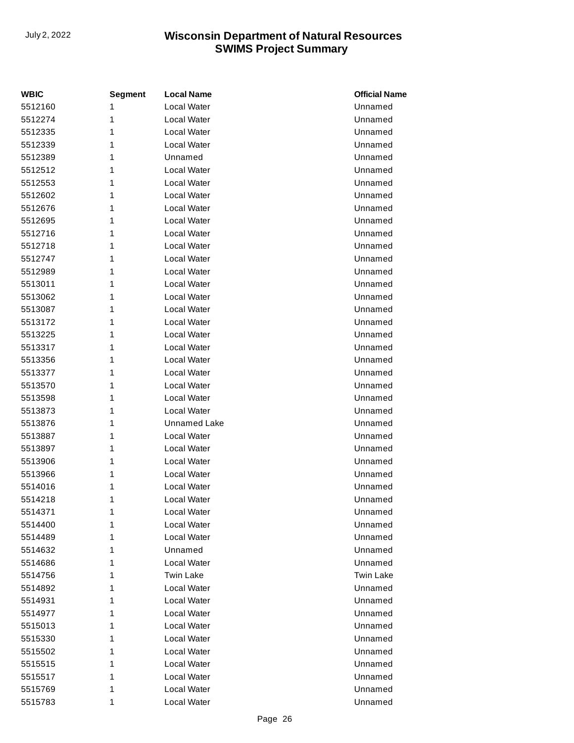| WBIC | Segment | Local Name | Official Name |
|---|---|---|---|
| 5512160 | 1 | Local Water | Unnamed |
| 5512274 | 1 | Local Water | Unnamed |
| 5512335 | 1 | Local Water | Unnamed |
| 5512339 | 1 | Local Water | Unnamed |
| 5512389 | 1 | Unnamed | Unnamed |
| 5512512 | 1 | Local Water | Unnamed |
| 5512553 | 1 | Local Water | Unnamed |
| 5512602 | 1 | Local Water | Unnamed |
| 5512676 | 1 | Local Water | Unnamed |
| 5512695 | 1 | Local Water | Unnamed |
| 5512716 | 1 | Local Water | Unnamed |
| 5512718 | 1 | Local Water | Unnamed |
| 5512747 | 1 | Local Water | Unnamed |
| 5512989 | 1 | Local Water | Unnamed |
| 5513011 | 1 | Local Water | Unnamed |
| 5513062 | 1 | Local Water | Unnamed |
| 5513087 | 1 | Local Water | Unnamed |
| 5513172 | 1 | Local Water | Unnamed |
| 5513225 | 1 | Local Water | Unnamed |
| 5513317 | 1 | Local Water | Unnamed |
| 5513356 | 1 | Local Water | Unnamed |
| 5513377 | 1 | Local Water | Unnamed |
| 5513570 | 1 | Local Water | Unnamed |
| 5513598 | 1 | Local Water | Unnamed |
| 5513873 | 1 | Local Water | Unnamed |
| 5513876 | 1 | Unnamed Lake | Unnamed |
| 5513887 | 1 | Local Water | Unnamed |
| 5513897 | 1 | Local Water | Unnamed |
| 5513906 | 1 | Local Water | Unnamed |
| 5513966 | 1 | Local Water | Unnamed |
| 5514016 | 1 | Local Water | Unnamed |
| 5514218 | 1 | Local Water | Unnamed |
| 5514371 | 1 | Local Water | Unnamed |
| 5514400 | 1 | Local Water | Unnamed |
| 5514489 | 1 | Local Water | Unnamed |
| 5514632 | 1 | Unnamed | Unnamed |
| 5514686 | 1 | Local Water | Unnamed |
| 5514756 | 1 | Twin Lake | Twin Lake |
| 5514892 | 1 | Local Water | Unnamed |
| 5514931 | 1 | Local Water | Unnamed |
| 5514977 | 1 | Local Water | Unnamed |
| 5515013 | 1 | Local Water | Unnamed |
| 5515330 | 1 | Local Water | Unnamed |
| 5515502 | 1 | Local Water | Unnamed |
| 5515515 | 1 | Local Water | Unnamed |
| 5515517 | 1 | Local Water | Unnamed |
| 5515769 | 1 | Local Water | Unnamed |
| 5515783 | 1 | Local Water | Unnamed |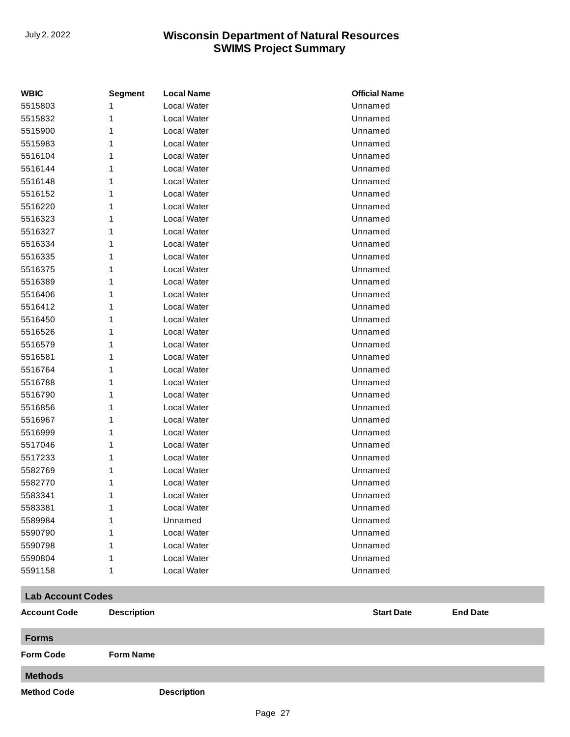| WBIC | Segment | Local Name | Official Name |
|---|---|---|---|
| 5515803 | 1 | Local Water | Unnamed |
| 5515832 | 1 | Local Water | Unnamed |
| 5515900 | 1 | Local Water | Unnamed |
| 5515983 | 1 | Local Water | Unnamed |
| 5516104 | 1 | Local Water | Unnamed |
| 5516144 | 1 | Local Water | Unnamed |
| 5516148 | 1 | Local Water | Unnamed |
| 5516152 | 1 | Local Water | Unnamed |
| 5516220 | 1 | Local Water | Unnamed |
| 5516323 | 1 | Local Water | Unnamed |
| 5516327 | 1 | Local Water | Unnamed |
| 5516334 | 1 | Local Water | Unnamed |
| 5516335 | 1 | Local Water | Unnamed |
| 5516375 | 1 | Local Water | Unnamed |
| 5516389 | 1 | Local Water | Unnamed |
| 5516406 | 1 | Local Water | Unnamed |
| 5516412 | 1 | Local Water | Unnamed |
| 5516450 | 1 | Local Water | Unnamed |
| 5516526 | 1 | Local Water | Unnamed |
| 5516579 | 1 | Local Water | Unnamed |
| 5516581 | 1 | Local Water | Unnamed |
| 5516764 | 1 | Local Water | Unnamed |
| 5516788 | 1 | Local Water | Unnamed |
| 5516790 | 1 | Local Water | Unnamed |
| 5516856 | 1 | Local Water | Unnamed |
| 5516967 | 1 | Local Water | Unnamed |
| 5516999 | 1 | Local Water | Unnamed |
| 5517046 | 1 | Local Water | Unnamed |
| 5517233 | 1 | Local Water | Unnamed |
| 5582769 | 1 | Local Water | Unnamed |
| 5582770 | 1 | Local Water | Unnamed |
| 5583341 | 1 | Local Water | Unnamed |
| 5583381 | 1 | Local Water | Unnamed |
| 5589984 | 1 | Unnamed | Unnamed |
| 5590790 | 1 | Local Water | Unnamed |
| 5590798 | 1 | Local Water | Unnamed |
| 5590804 | 1 | Local Water | Unnamed |
| 5591158 | 1 | Local Water | Unnamed |

## Lab Account Codes

| Account Code | Description | Start Date | End Date |
|---|---|---|---|

## Forms

| Form Code | Form Name |
|---|---|

## Methods

| Method Code | Description |
|---|---|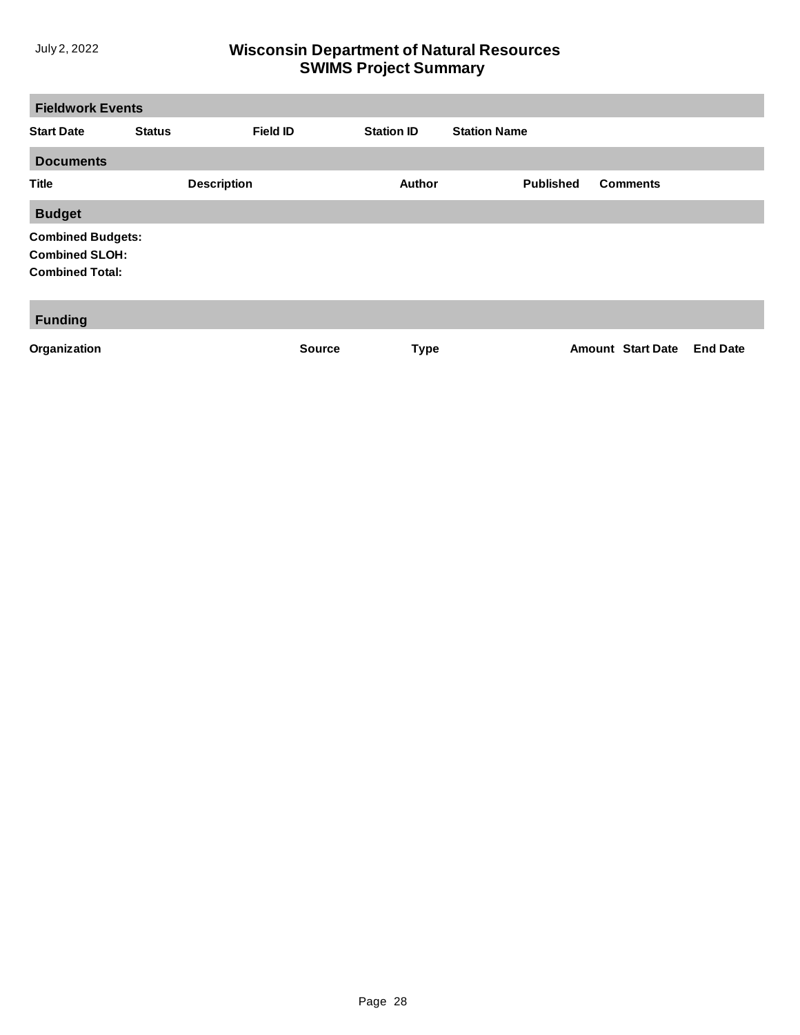## Fieldwork Events

| Start Date | Status | Field ID | Station ID | Station Name |
| --- | --- | --- | --- | --- |

## Documents

| Title | Description | Author | Published | Comments |
| --- | --- | --- | --- | --- |

## Budget

**Combined Budgets:**

**Combined SLOH:**

**Combined Total:**

## Funding

| Organization | Source | Type | Amount | Start Date | End Date |
| --- | --- | --- | --- | --- | --- |